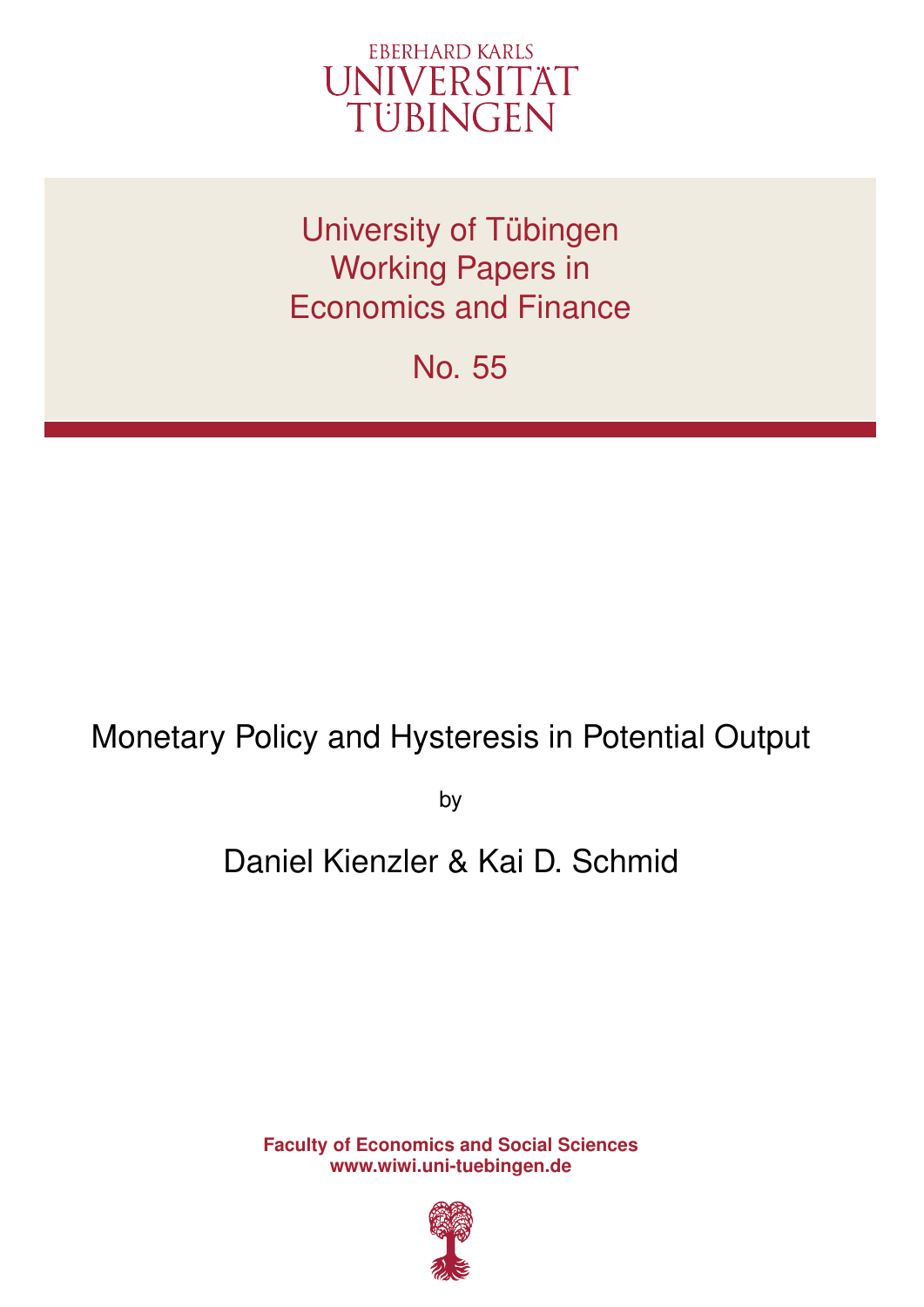EBERHARD KARLS
UNIVERSITÄT
TÜBINGEN

University of Tübingen
Working Papers in
Economics and Finance

No. 55

# Monetary Policy and Hysteresis in Potential Output

by

Daniel Kienzler & Kai D. Schmid

**Faculty of Economics and Social Sciences**
**www.wiwi.uni-tuebingen.de**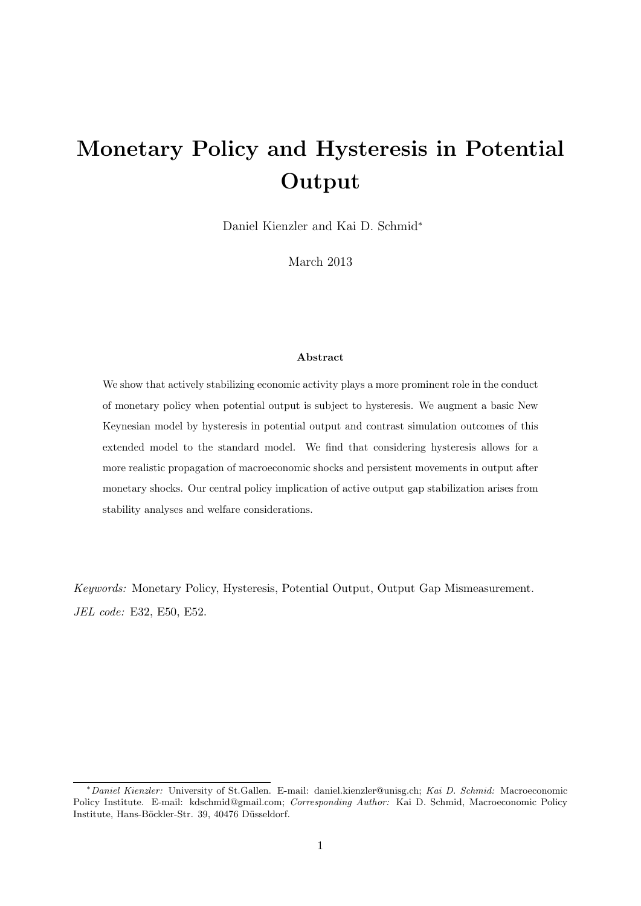# Monetary Policy and Hysteresis in Potential Output

Daniel Kienzler and Kai D. Schmid*

March 2013

### Abstract

We show that actively stabilizing economic activity plays a more prominent role in the conduct of monetary policy when potential output is subject to hysteresis. We augment a basic New Keynesian model by hysteresis in potential output and contrast simulation outcomes of this extended model to the standard model. We find that considering hysteresis allows for a more realistic propagation of macroeconomic shocks and persistent movements in output after monetary shocks. Our central policy implication of active output gap stabilization arises from stability analyses and welfare considerations.

*Keywords:* Monetary Policy, Hysteresis, Potential Output, Output Gap Mismeasurement.

*JEL code:* E32, E50, E52.

---

\* *Daniel Kienzler:* University of St.Gallen. E-mail: daniel.kienzler@unisg.ch; *Kai D. Schmid:* Macroeconomic Policy Institute. E-mail: kdschmid@gmail.com; *Corresponding Author:* Kai D. Schmid, Macroeconomic Policy Institute, Hans-Böckler-Str. 39, 40476 Düsseldorf.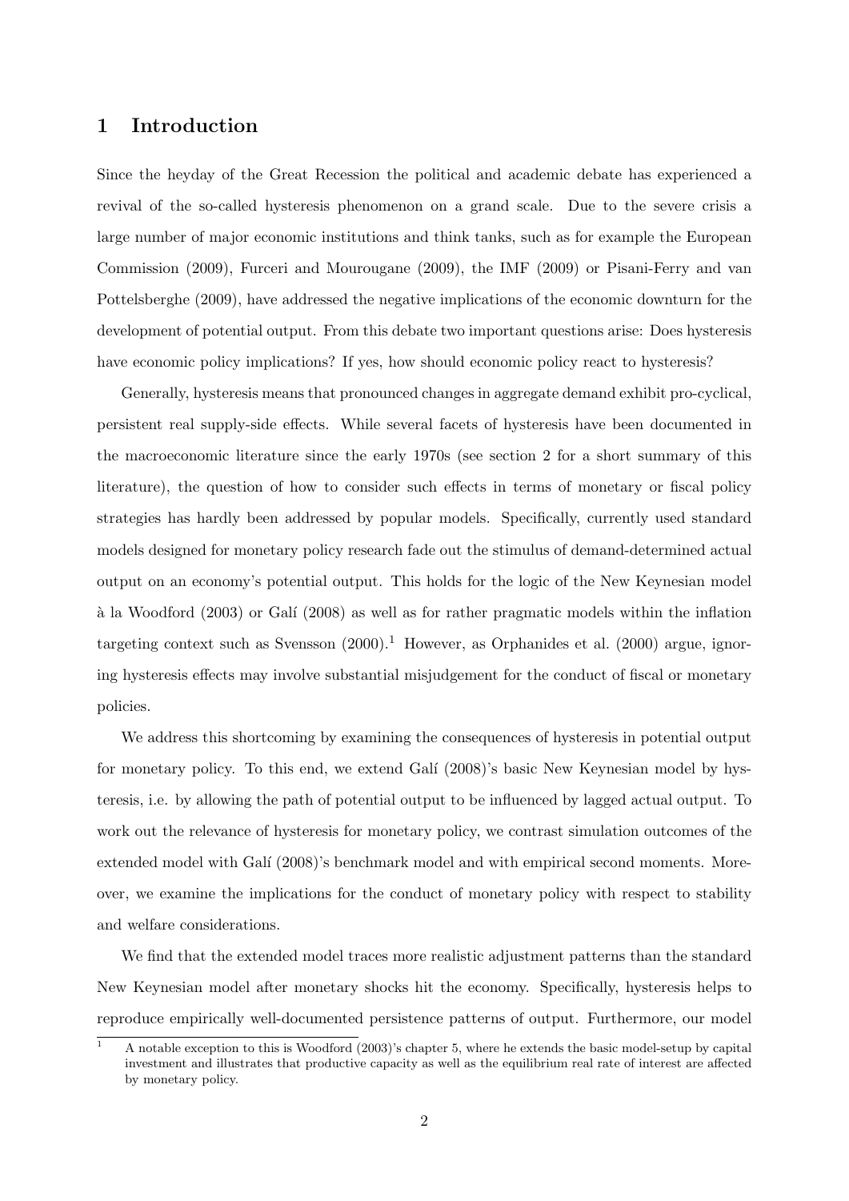## 1 Introduction

Since the heyday of the Great Recession the political and academic debate has experienced a revival of the so-called hysteresis phenomenon on a grand scale. Due to the severe crisis a large number of major economic institutions and think tanks, such as for example the European Commission (2009), Furceri and Mourougane (2009), the IMF (2009) or Pisani-Ferry and van Pottelsberghe (2009), have addressed the negative implications of the economic downturn for the development of potential output. From this debate two important questions arise: Does hysteresis have economic policy implications? If yes, how should economic policy react to hysteresis?

Generally, hysteresis means that pronounced changes in aggregate demand exhibit pro-cyclical, persistent real supply-side effects. While several facets of hysteresis have been documented in the macroeconomic literature since the early 1970s (see section 2 for a short summary of this literature), the question of how to consider such effects in terms of monetary or fiscal policy strategies has hardly been addressed by popular models. Specifically, currently used standard models designed for monetary policy research fade out the stimulus of demand-determined actual output on an economy's potential output. This holds for the logic of the New Keynesian model à la Woodford (2003) or Galí (2008) as well as for rather pragmatic models within the inflation targeting context such as Svensson (2000).[1] However, as Orphanides et al. (2000) argue, ignoring hysteresis effects may involve substantial misjudgement for the conduct of fiscal or monetary policies.

We address this shortcoming by examining the consequences of hysteresis in potential output for monetary policy. To this end, we extend Galí (2008)'s basic New Keynesian model by hysteresis, i.e. by allowing the path of potential output to be influenced by lagged actual output. To work out the relevance of hysteresis for monetary policy, we contrast simulation outcomes of the extended model with Galí (2008)'s benchmark model and with empirical second moments. Moreover, we examine the implications for the conduct of monetary policy with respect to stability and welfare considerations.

We find that the extended model traces more realistic adjustment patterns than the standard New Keynesian model after monetary shocks hit the economy. Specifically, hysteresis helps to reproduce empirically well-documented persistence patterns of output. Furthermore, our model

[1] A notable exception to this is Woodford (2003)'s chapter 5, where he extends the basic model-setup by capital investment and illustrates that productive capacity as well as the equilibrium real rate of interest are affected by monetary policy.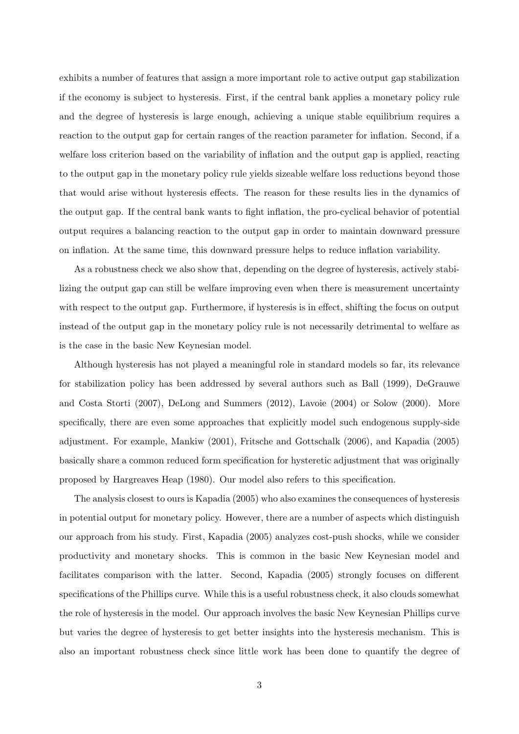exhibits a number of features that assign a more important role to active output gap stabilization if the economy is subject to hysteresis. First, if the central bank applies a monetary policy rule and the degree of hysteresis is large enough, achieving a unique stable equilibrium requires a reaction to the output gap for certain ranges of the reaction parameter for inflation. Second, if a welfare loss criterion based on the variability of inflation and the output gap is applied, reacting to the output gap in the monetary policy rule yields sizeable welfare loss reductions beyond those that would arise without hysteresis effects. The reason for these results lies in the dynamics of the output gap. If the central bank wants to fight inflation, the pro-cyclical behavior of potential output requires a balancing reaction to the output gap in order to maintain downward pressure on inflation. At the same time, this downward pressure helps to reduce inflation variability.

As a robustness check we also show that, depending on the degree of hysteresis, actively stabilizing the output gap can still be welfare improving even when there is measurement uncertainty with respect to the output gap. Furthermore, if hysteresis is in effect, shifting the focus on output instead of the output gap in the monetary policy rule is not necessarily detrimental to welfare as is the case in the basic New Keynesian model.

Although hysteresis has not played a meaningful role in standard models so far, its relevance for stabilization policy has been addressed by several authors such as Ball (1999), DeGrauwe and Costa Storti (2007), DeLong and Summers (2012), Lavoie (2004) or Solow (2000). More specifically, there are even some approaches that explicitly model such endogenous supply-side adjustment. For example, Mankiw (2001), Fritsche and Gottschalk (2006), and Kapadia (2005) basically share a common reduced form specification for hysteretic adjustment that was originally proposed by Hargreaves Heap (1980). Our model also refers to this specification.

The analysis closest to ours is Kapadia (2005) who also examines the consequences of hysteresis in potential output for monetary policy. However, there are a number of aspects which distinguish our approach from his study. First, Kapadia (2005) analyzes cost-push shocks, while we consider productivity and monetary shocks. This is common in the basic New Keynesian model and facilitates comparison with the latter. Second, Kapadia (2005) strongly focuses on different specifications of the Phillips curve. While this is a useful robustness check, it also clouds somewhat the role of hysteresis in the model. Our approach involves the basic New Keynesian Phillips curve but varies the degree of hysteresis to get better insights into the hysteresis mechanism. This is also an important robustness check since little work has been done to quantify the degree of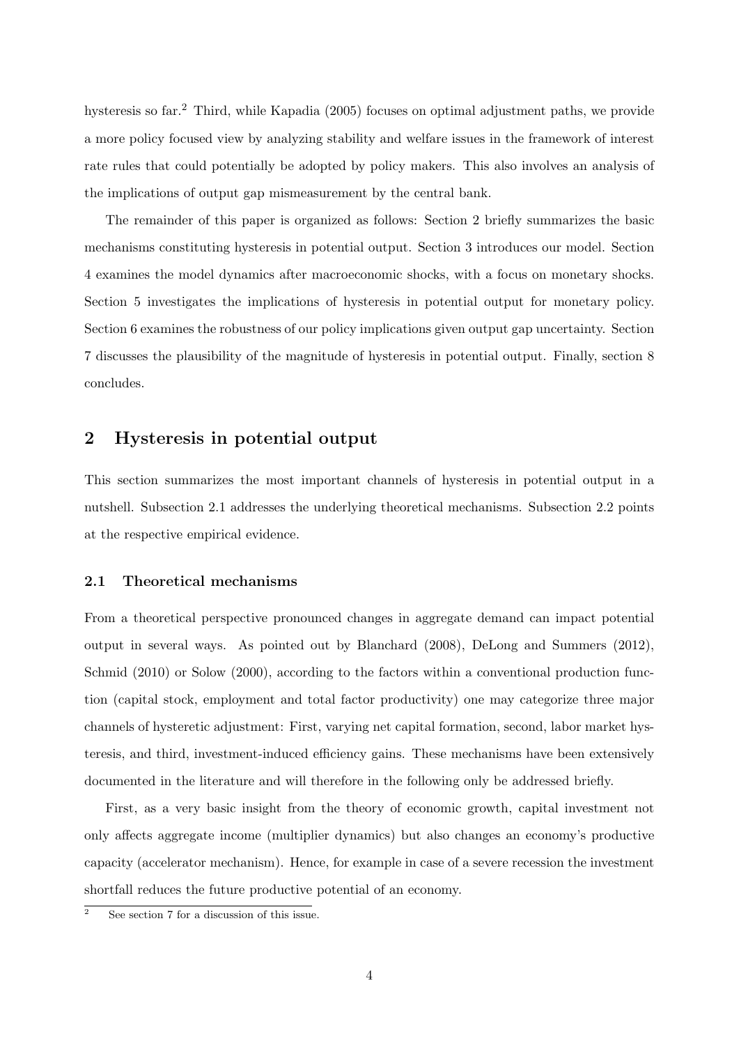hysteresis so far.[2] Third, while Kapadia (2005) focuses on optimal adjustment paths, we provide a more policy focused view by analyzing stability and welfare issues in the framework of interest rate rules that could potentially be adopted by policy makers. This also involves an analysis of the implications of output gap mismeasurement by the central bank.

The remainder of this paper is organized as follows: Section 2 briefly summarizes the basic mechanisms constituting hysteresis in potential output. Section 3 introduces our model. Section 4 examines the model dynamics after macroeconomic shocks, with a focus on monetary shocks. Section 5 investigates the implications of hysteresis in potential output for monetary policy. Section 6 examines the robustness of our policy implications given output gap uncertainty. Section 7 discusses the plausibility of the magnitude of hysteresis in potential output. Finally, section 8 concludes.

## 2 Hysteresis in potential output

This section summarizes the most important channels of hysteresis in potential output in a nutshell. Subsection 2.1 addresses the underlying theoretical mechanisms. Subsection 2.2 points at the respective empirical evidence.

### 2.1 Theoretical mechanisms

From a theoretical perspective pronounced changes in aggregate demand can impact potential output in several ways. As pointed out by Blanchard (2008), DeLong and Summers (2012), Schmid (2010) or Solow (2000), according to the factors within a conventional production function (capital stock, employment and total factor productivity) one may categorize three major channels of hysteretic adjustment: First, varying net capital formation, second, labor market hysteresis, and third, investment-induced efficiency gains. These mechanisms have been extensively documented in the literature and will therefore in the following only be addressed briefly.

First, as a very basic insight from the theory of economic growth, capital investment not only affects aggregate income (multiplier dynamics) but also changes an economy's productive capacity (accelerator mechanism). Hence, for example in case of a severe recession the investment shortfall reduces the future productive potential of an economy.

[2] See section 7 for a discussion of this issue.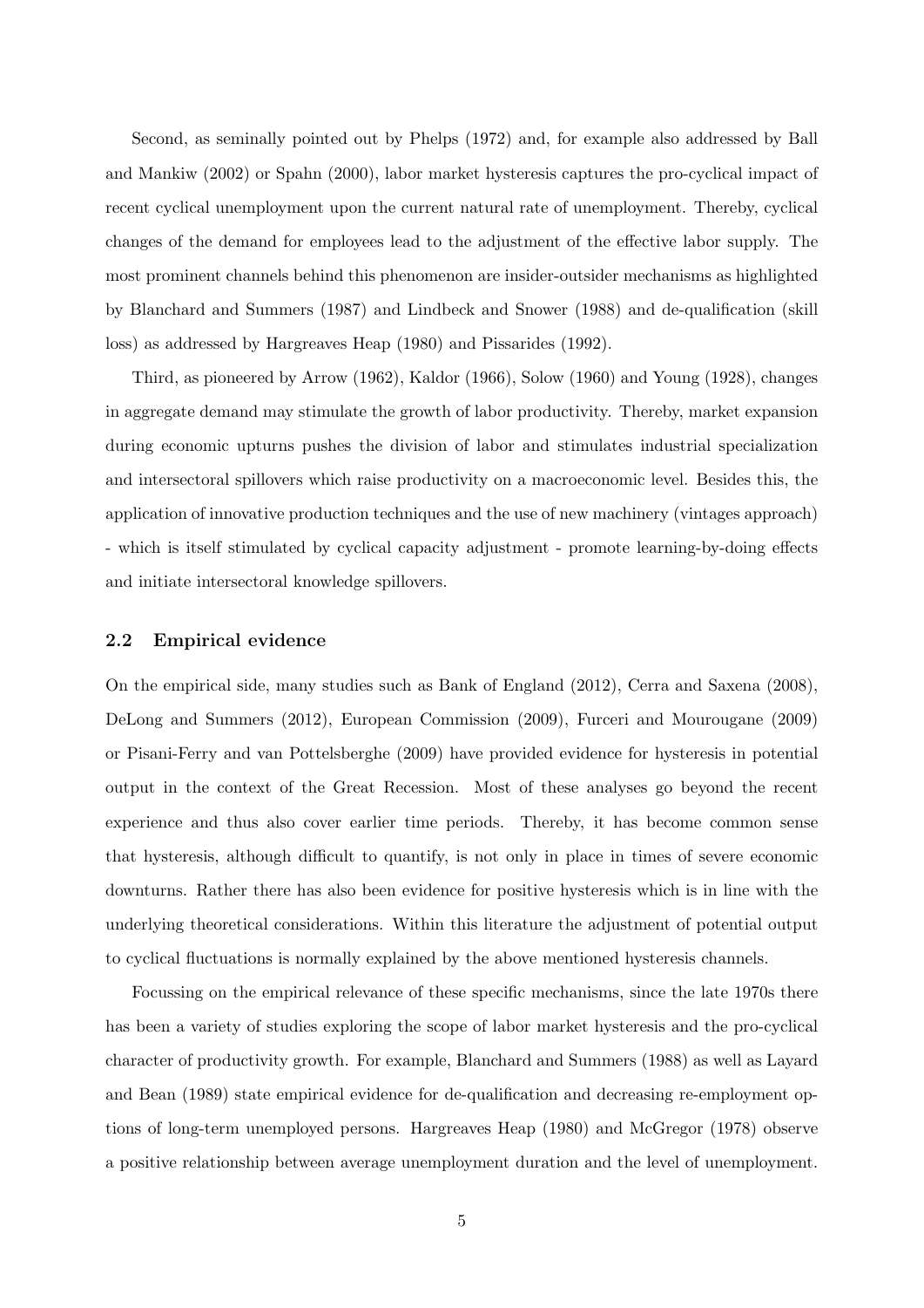Second, as seminally pointed out by Phelps (1972) and, for example also addressed by Ball and Mankiw (2002) or Spahn (2000), labor market hysteresis captures the pro-cyclical impact of recent cyclical unemployment upon the current natural rate of unemployment. Thereby, cyclical changes of the demand for employees lead to the adjustment of the effective labor supply. The most prominent channels behind this phenomenon are insider-outsider mechanisms as highlighted by Blanchard and Summers (1987) and Lindbeck and Snower (1988) and de-qualification (skill loss) as addressed by Hargreaves Heap (1980) and Pissarides (1992).

Third, as pioneered by Arrow (1962), Kaldor (1966), Solow (1960) and Young (1928), changes in aggregate demand may stimulate the growth of labor productivity. Thereby, market expansion during economic upturns pushes the division of labor and stimulates industrial specialization and intersectoral spillovers which raise productivity on a macroeconomic level. Besides this, the application of innovative production techniques and the use of new machinery (vintages approach) - which is itself stimulated by cyclical capacity adjustment - promote learning-by-doing effects and initiate intersectoral knowledge spillovers.

### 2.2 Empirical evidence

On the empirical side, many studies such as Bank of England (2012), Cerra and Saxena (2008), DeLong and Summers (2012), European Commission (2009), Furceri and Mourougane (2009) or Pisani-Ferry and van Pottelsberghe (2009) have provided evidence for hysteresis in potential output in the context of the Great Recession. Most of these analyses go beyond the recent experience and thus also cover earlier time periods. Thereby, it has become common sense that hysteresis, although difficult to quantify, is not only in place in times of severe economic downturns. Rather there has also been evidence for positive hysteresis which is in line with the underlying theoretical considerations. Within this literature the adjustment of potential output to cyclical fluctuations is normally explained by the above mentioned hysteresis channels.

Focussing on the empirical relevance of these specific mechanisms, since the late 1970s there has been a variety of studies exploring the scope of labor market hysteresis and the pro-cyclical character of productivity growth. For example, Blanchard and Summers (1988) as well as Layard and Bean (1989) state empirical evidence for de-qualification and decreasing re-employment options of long-term unemployed persons. Hargreaves Heap (1980) and McGregor (1978) observe a positive relationship between average unemployment duration and the level of unemployment.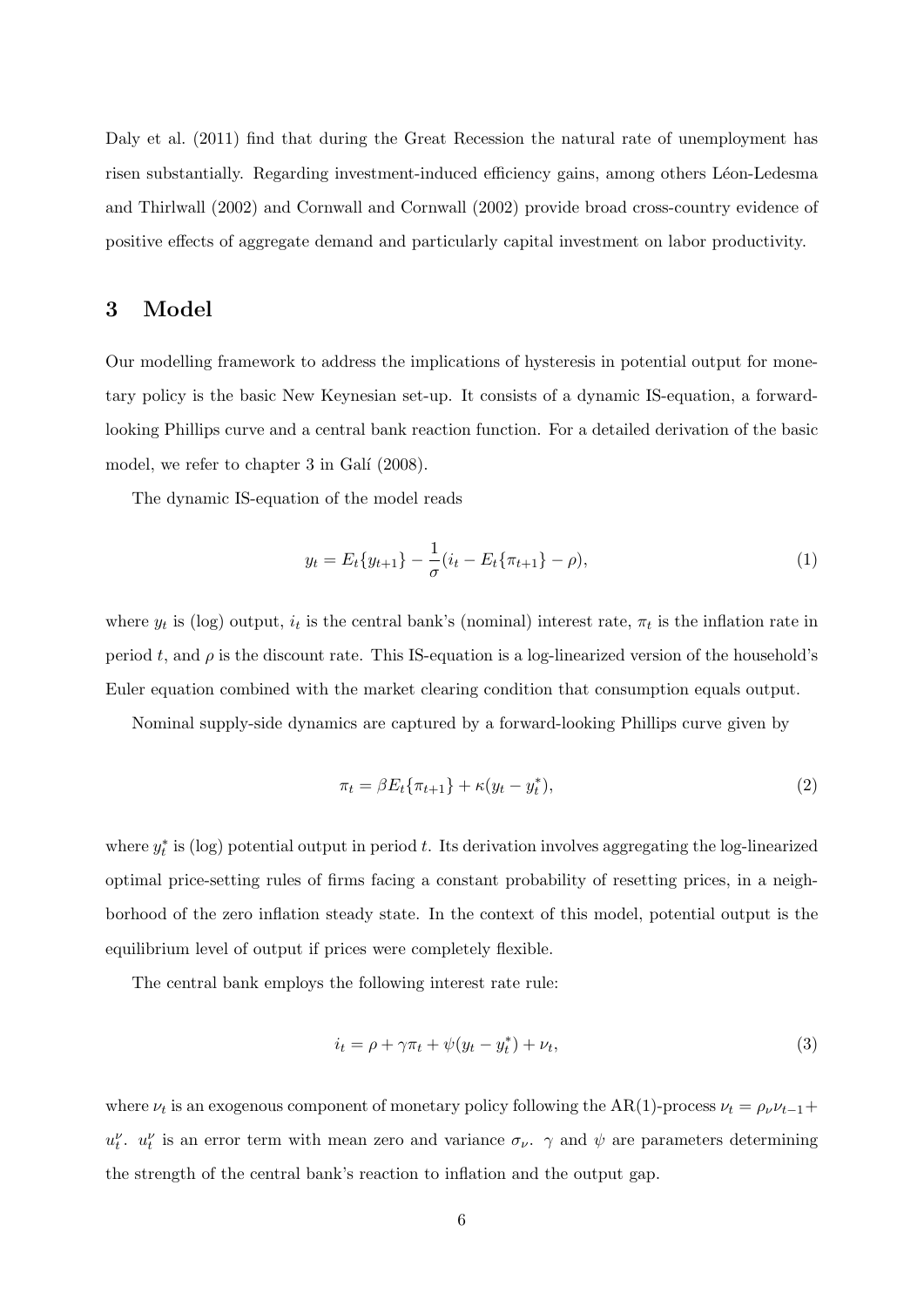Daly et al. (2011) find that during the Great Recession the natural rate of unemployment has risen substantially. Regarding investment-induced efficiency gains, among others Léon-Ledesma and Thirlwall (2002) and Cornwall and Cornwall (2002) provide broad cross-country evidence of positive effects of aggregate demand and particularly capital investment on labor productivity.

## 3 Model

Our modelling framework to address the implications of hysteresis in potential output for monetary policy is the basic New Keynesian set-up. It consists of a dynamic IS-equation, a forward-looking Phillips curve and a central bank reaction function. For a detailed derivation of the basic model, we refer to chapter 3 in Galí (2008).

The dynamic IS-equation of the model reads

$$y_t = E_t\{y_{t+1}\} - \frac{1}{\sigma}(i_t - E_t\{\pi_{t+1}\} - \rho), \tag{1}$$

where $y_t$ is (log) output, $i_t$ is the central bank's (nominal) interest rate, $\pi_t$ is the inflation rate in period $t$, and $\rho$ is the discount rate. This IS-equation is a log-linearized version of the household's Euler equation combined with the market clearing condition that consumption equals output.

Nominal supply-side dynamics are captured by a forward-looking Phillips curve given by

$$\pi_t = \beta E_t\{\pi_{t+1}\} + \kappa(y_t - y_t^*), \tag{2}$$

where $y_t^*$ is (log) potential output in period $t$. Its derivation involves aggregating the log-linearized optimal price-setting rules of firms facing a constant probability of resetting prices, in a neighborhood of the zero inflation steady state. In the context of this model, potential output is the equilibrium level of output if prices were completely flexible.

The central bank employs the following interest rate rule:

$$i_t = \rho + \gamma\pi_t + \psi(y_t - y_t^*) + \nu_t, \tag{3}$$

where $\nu_t$ is an exogenous component of monetary policy following the AR(1)-process $\nu_t = \rho_\nu \nu_{t-1} + u_t^\nu$. $u_t^\nu$ is an error term with mean zero and variance $\sigma_\nu$. $\gamma$ and $\psi$ are parameters determining the strength of the central bank's reaction to inflation and the output gap.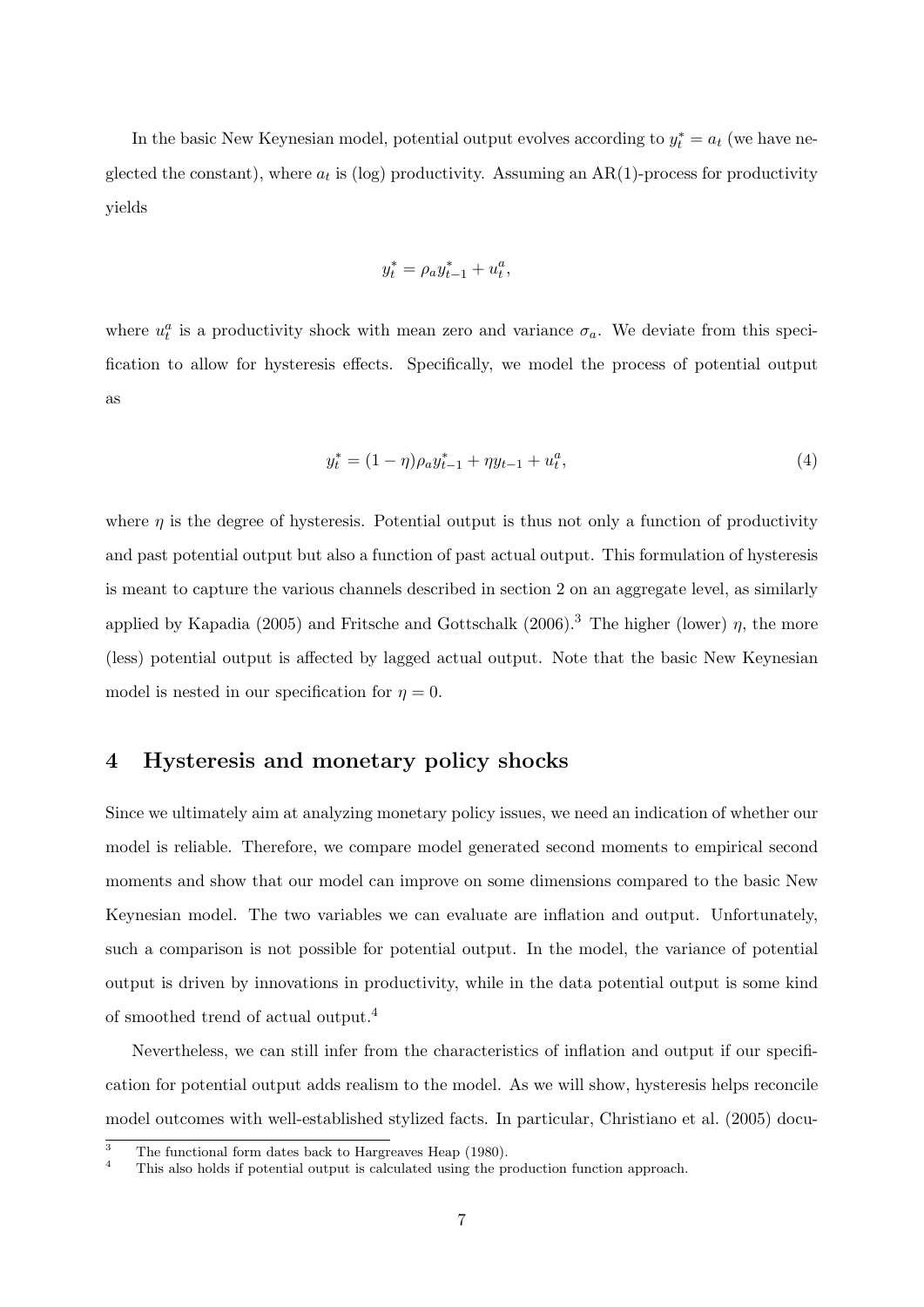In the basic New Keynesian model, potential output evolves according to $y_t^* = a_t$ (we have neglected the constant), where $a_t$ is (log) productivity. Assuming an AR(1)-process for productivity yields

$$y_t^* = \rho_a y_{t-1}^* + u_t^a,$$

where $u_t^a$ is a productivity shock with mean zero and variance $\sigma_a$. We deviate from this specification to allow for hysteresis effects. Specifically, we model the process of potential output as

$$y_t^* = (1-\eta)\rho_a y_{t-1}^* + \eta y_{t-1} + u_t^a, \tag{4}$$

where $\eta$ is the degree of hysteresis. Potential output is thus not only a function of productivity and past potential output but also a function of past actual output. This formulation of hysteresis is meant to capture the various channels described in section 2 on an aggregate level, as similarly applied by Kapadia (2005) and Fritsche and Gottschalk (2006).[3] The higher (lower) $\eta$, the more (less) potential output is affected by lagged actual output. Note that the basic New Keynesian model is nested in our specification for $\eta = 0$.

# 4 Hysteresis and monetary policy shocks

Since we ultimately aim at analyzing monetary policy issues, we need an indication of whether our model is reliable. Therefore, we compare model generated second moments to empirical second moments and show that our model can improve on some dimensions compared to the basic New Keynesian model. The two variables we can evaluate are inflation and output. Unfortunately, such a comparison is not possible for potential output. In the model, the variance of potential output is driven by innovations in productivity, while in the data potential output is some kind of smoothed trend of actual output.[4]

Nevertheless, we can still infer from the characteristics of inflation and output if our specification for potential output adds realism to the model. As we will show, hysteresis helps reconcile model outcomes with well-established stylized facts. In particular, Christiano et al. (2005) docu-

[3] The functional form dates back to Hargreaves Heap (1980).

[4] This also holds if potential output is calculated using the production function approach.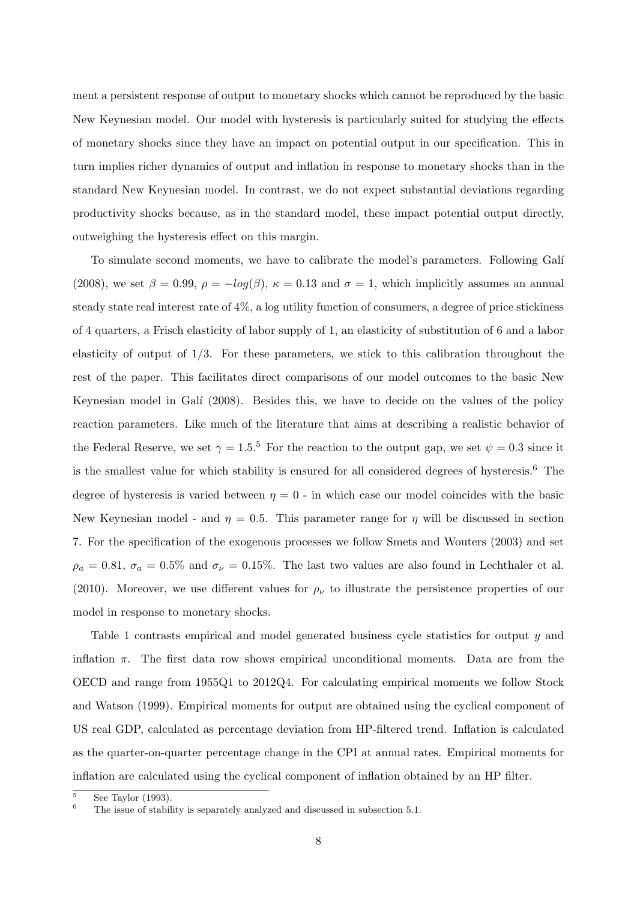ment a persistent response of output to monetary shocks which cannot be reproduced by the basic New Keynesian model. Our model with hysteresis is particularly suited for studying the effects of monetary shocks since they have an impact on potential output in our specification. This in turn implies richer dynamics of output and inflation in response to monetary shocks than in the standard New Keynesian model. In contrast, we do not expect substantial deviations regarding productivity shocks because, as in the standard model, these impact potential output directly, outweighing the hysteresis effect on this margin.

To simulate second moments, we have to calibrate the model's parameters. Following Galí (2008), we set $\beta = 0.99$, $\rho = -log(\beta)$, $\kappa = 0.13$ and $\sigma = 1$, which implicitly assumes an annual steady state real interest rate of 4%, a log utility function of consumers, a degree of price stickiness of 4 quarters, a Frisch elasticity of labor supply of 1, an elasticity of substitution of 6 and a labor elasticity of output of 1/3. For these parameters, we stick to this calibration throughout the rest of the paper. This facilitates direct comparisons of our model outcomes to the basic New Keynesian model in Galí (2008). Besides this, we have to decide on the values of the policy reaction parameters. Like much of the literature that aims at describing a realistic behavior of the Federal Reserve, we set $\gamma = 1.5$.[5] For the reaction to the output gap, we set $\psi = 0.3$ since it is the smallest value for which stability is ensured for all considered degrees of hysteresis.[6] The degree of hysteresis is varied between $\eta = 0$ - in which case our model coincides with the basic New Keynesian model - and $\eta = 0.5$. This parameter range for $\eta$ will be discussed in section 7. For the specification of the exogenous processes we follow Smets and Wouters (2003) and set $\rho_a = 0.81$, $\sigma_a = 0.5\%$ and $\sigma_\nu = 0.15\%$. The last two values are also found in Lechthaler et al. (2010). Moreover, we use different values for $\rho_\nu$ to illustrate the persistence properties of our model in response to monetary shocks.

Table 1 contrasts empirical and model generated business cycle statistics for output $y$ and inflation $\pi$. The first data row shows empirical unconditional moments. Data are from the OECD and range from 1955Q1 to 2012Q4. For calculating empirical moments we follow Stock and Watson (1999). Empirical moments for output are obtained using the cyclical component of US real GDP, calculated as percentage deviation from HP-filtered trend. Inflation is calculated as the quarter-on-quarter percentage change in the CPI at annual rates. Empirical moments for inflation are calculated using the cyclical component of inflation obtained by an HP filter.

[5] See Taylor (1993).

[6] The issue of stability is separately analyzed and discussed in subsection 5.1.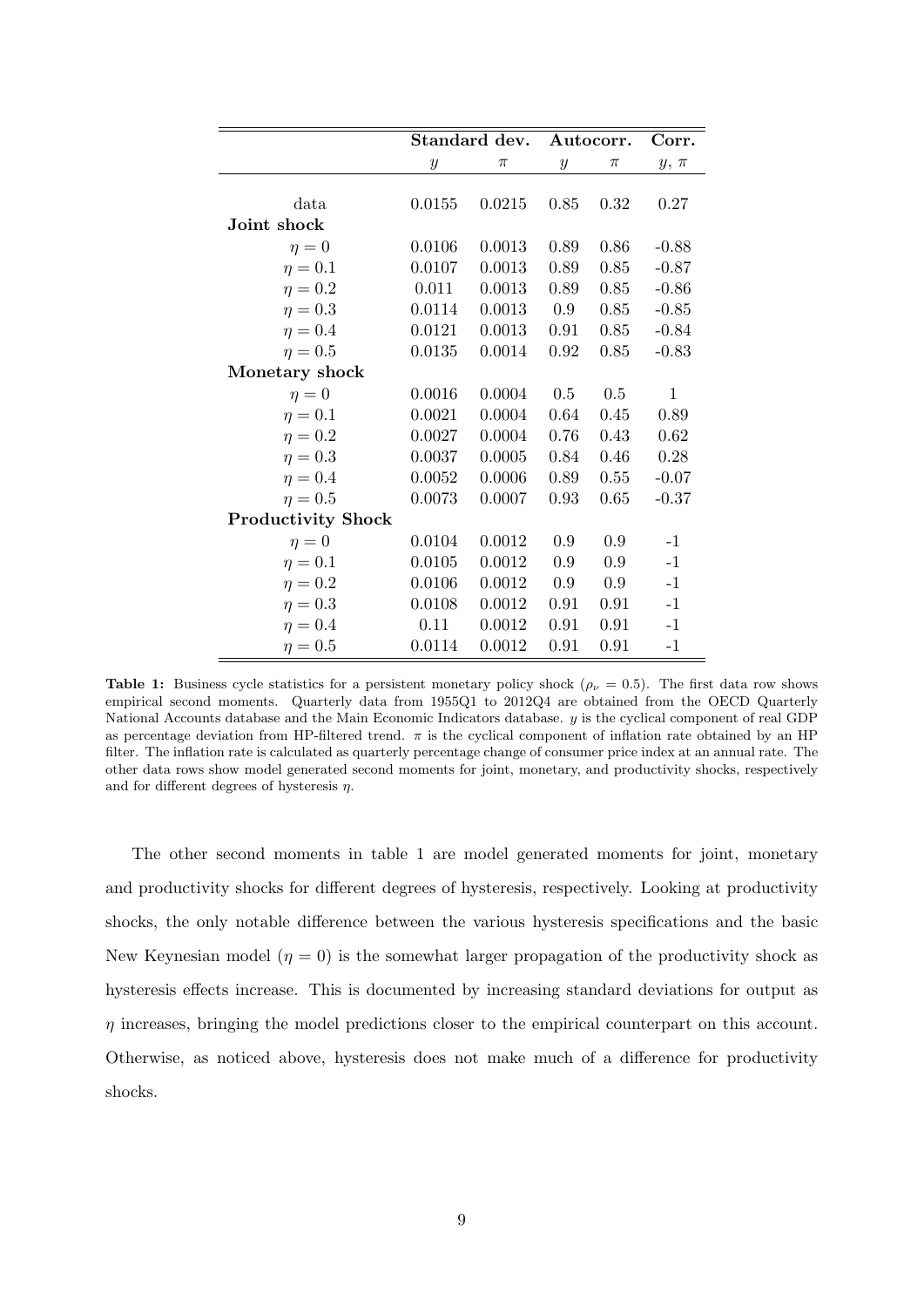|  | Standard dev. |  | Autocorr. |  | Corr. |
|---|---|---|---|---|---|
|  | $y$ | $\pi$ | $y$ | $\pi$ | $y$, $\pi$ |
| data | 0.0155 | 0.0215 | 0.85 | 0.32 | 0.27 |
| **Joint shock** |  |  |  |  |  |
| $\eta = 0$ | 0.0106 | 0.0013 | 0.89 | 0.86 | -0.88 |
| $\eta = 0.1$ | 0.0107 | 0.0013 | 0.89 | 0.85 | -0.87 |
| $\eta = 0.2$ | 0.011 | 0.0013 | 0.89 | 0.85 | -0.86 |
| $\eta = 0.3$ | 0.0114 | 0.0013 | 0.9 | 0.85 | -0.85 |
| $\eta = 0.4$ | 0.0121 | 0.0013 | 0.91 | 0.85 | -0.84 |
| $\eta = 0.5$ | 0.0135 | 0.0014 | 0.92 | 0.85 | -0.83 |
| **Monetary shock** |  |  |  |  |  |
| $\eta = 0$ | 0.0016 | 0.0004 | 0.5 | 0.5 | 1 |
| $\eta = 0.1$ | 0.0021 | 0.0004 | 0.64 | 0.45 | 0.89 |
| $\eta = 0.2$ | 0.0027 | 0.0004 | 0.76 | 0.43 | 0.62 |
| $\eta = 0.3$ | 0.0037 | 0.0005 | 0.84 | 0.46 | 0.28 |
| $\eta = 0.4$ | 0.0052 | 0.0006 | 0.89 | 0.55 | -0.07 |
| $\eta = 0.5$ | 0.0073 | 0.0007 | 0.93 | 0.65 | -0.37 |
| **Productivity Shock** |  |  |  |  |  |
| $\eta = 0$ | 0.0104 | 0.0012 | 0.9 | 0.9 | -1 |
| $\eta = 0.1$ | 0.0105 | 0.0012 | 0.9 | 0.9 | -1 |
| $\eta = 0.2$ | 0.0106 | 0.0012 | 0.9 | 0.9 | -1 |
| $\eta = 0.3$ | 0.0108 | 0.0012 | 0.91 | 0.91 | -1 |
| $\eta = 0.4$ | 0.11 | 0.0012 | 0.91 | 0.91 | -1 |
| $\eta = 0.5$ | 0.0114 | 0.0012 | 0.91 | 0.91 | -1 |

**Table 1:** Business cycle statistics for a persistent monetary policy shock ($\rho_\nu = 0.5$). The first data row shows empirical second moments. Quarterly data from 1955Q1 to 2012Q4 are obtained from the OECD Quarterly National Accounts database and the Main Economic Indicators database. $y$ is the cyclical component of real GDP as percentage deviation from HP-filtered trend. $\pi$ is the cyclical component of inflation rate obtained by an HP filter. The inflation rate is calculated as quarterly percentage change of consumer price index at an annual rate. The other data rows show model generated second moments for joint, monetary, and productivity shocks, respectively and for different degrees of hysteresis $\eta$.

The other second moments in table 1 are model generated moments for joint, monetary and productivity shocks for different degrees of hysteresis, respectively. Looking at productivity shocks, the only notable difference between the various hysteresis specifications and the basic New Keynesian model ($\eta = 0$) is the somewhat larger propagation of the productivity shock as hysteresis effects increase. This is documented by increasing standard deviations for output as $\eta$ increases, bringing the model predictions closer to the empirical counterpart on this account. Otherwise, as noticed above, hysteresis does not make much of a difference for productivity shocks.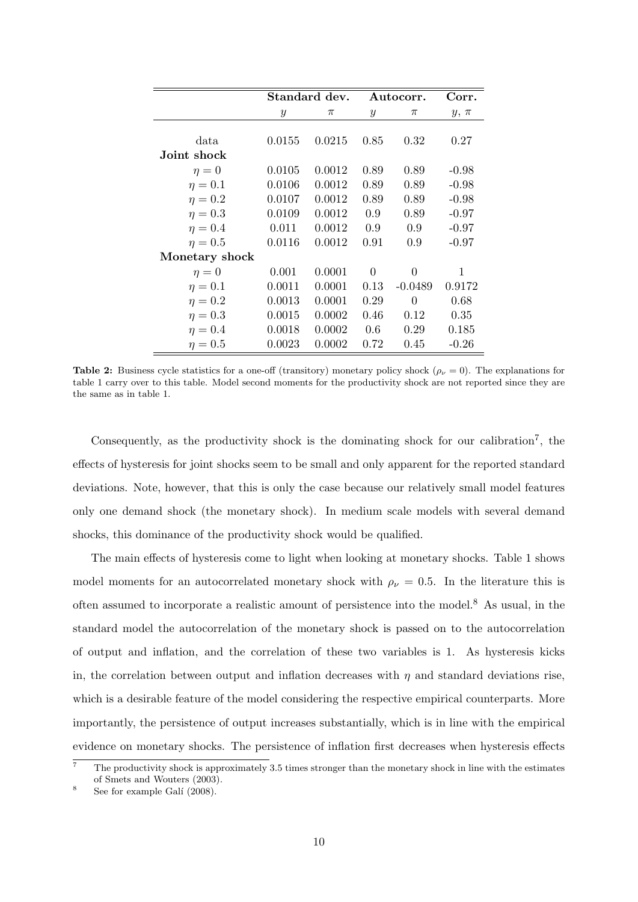| | Standard dev. | | Autocorr. | | Corr. |
|---|---|---|---|---|---|
| | $y$ | $\pi$ | $y$ | $\pi$ | $y$, $\pi$ |
| data | 0.0155 | 0.0215 | 0.85 | 0.32 | 0.27 |
| **Joint shock** | | | | | |
| $\eta = 0$ | 0.0105 | 0.0012 | 0.89 | 0.89 | -0.98 |
| $\eta = 0.1$ | 0.0106 | 0.0012 | 0.89 | 0.89 | -0.98 |
| $\eta = 0.2$ | 0.0107 | 0.0012 | 0.89 | 0.89 | -0.98 |
| $\eta = 0.3$ | 0.0109 | 0.0012 | 0.9 | 0.89 | -0.97 |
| $\eta = 0.4$ | 0.011 | 0.0012 | 0.9 | 0.9 | -0.97 |
| $\eta = 0.5$ | 0.0116 | 0.0012 | 0.91 | 0.9 | -0.97 |
| **Monetary shock** | | | | | |
| $\eta = 0$ | 0.001 | 0.0001 | 0 | 0 | 1 |
| $\eta = 0.1$ | 0.0011 | 0.0001 | 0.13 | -0.0489 | 0.9172 |
| $\eta = 0.2$ | 0.0013 | 0.0001 | 0.29 | 0 | 0.68 |
| $\eta = 0.3$ | 0.0015 | 0.0002 | 0.46 | 0.12 | 0.35 |
| $\eta = 0.4$ | 0.0018 | 0.0002 | 0.6 | 0.29 | 0.185 |
| $\eta = 0.5$ | 0.0023 | 0.0002 | 0.72 | 0.45 | -0.26 |

**Table 2:** Business cycle statistics for a one-off (transitory) monetary policy shock ($\rho_\nu = 0$). The explanations for table 1 carry over to this table. Model second moments for the productivity shock are not reported since they are the same as in table 1.

Consequently, as the productivity shock is the dominating shock for our calibration[7], the effects of hysteresis for joint shocks seem to be small and only apparent for the reported standard deviations. Note, however, that this is only the case because our relatively small model features only one demand shock (the monetary shock). In medium scale models with several demand shocks, this dominance of the productivity shock would be qualified.

The main effects of hysteresis come to light when looking at monetary shocks. Table 1 shows model moments for an autocorrelated monetary shock with $\rho_\nu = 0.5$. In the literature this is often assumed to incorporate a realistic amount of persistence into the model.[8] As usual, in the standard model the autocorrelation of the monetary shock is passed on to the autocorrelation of output and inflation, and the correlation of these two variables is 1. As hysteresis kicks in, the correlation between output and inflation decreases with $\eta$ and standard deviations rise, which is a desirable feature of the model considering the respective empirical counterparts. More importantly, the persistence of output increases substantially, which is in line with the empirical evidence on monetary shocks. The persistence of inflation first decreases when hysteresis effects

[7] The productivity shock is approximately 3.5 times stronger than the monetary shock in line with the estimates of Smets and Wouters (2003).

[8] See for example Galí (2008).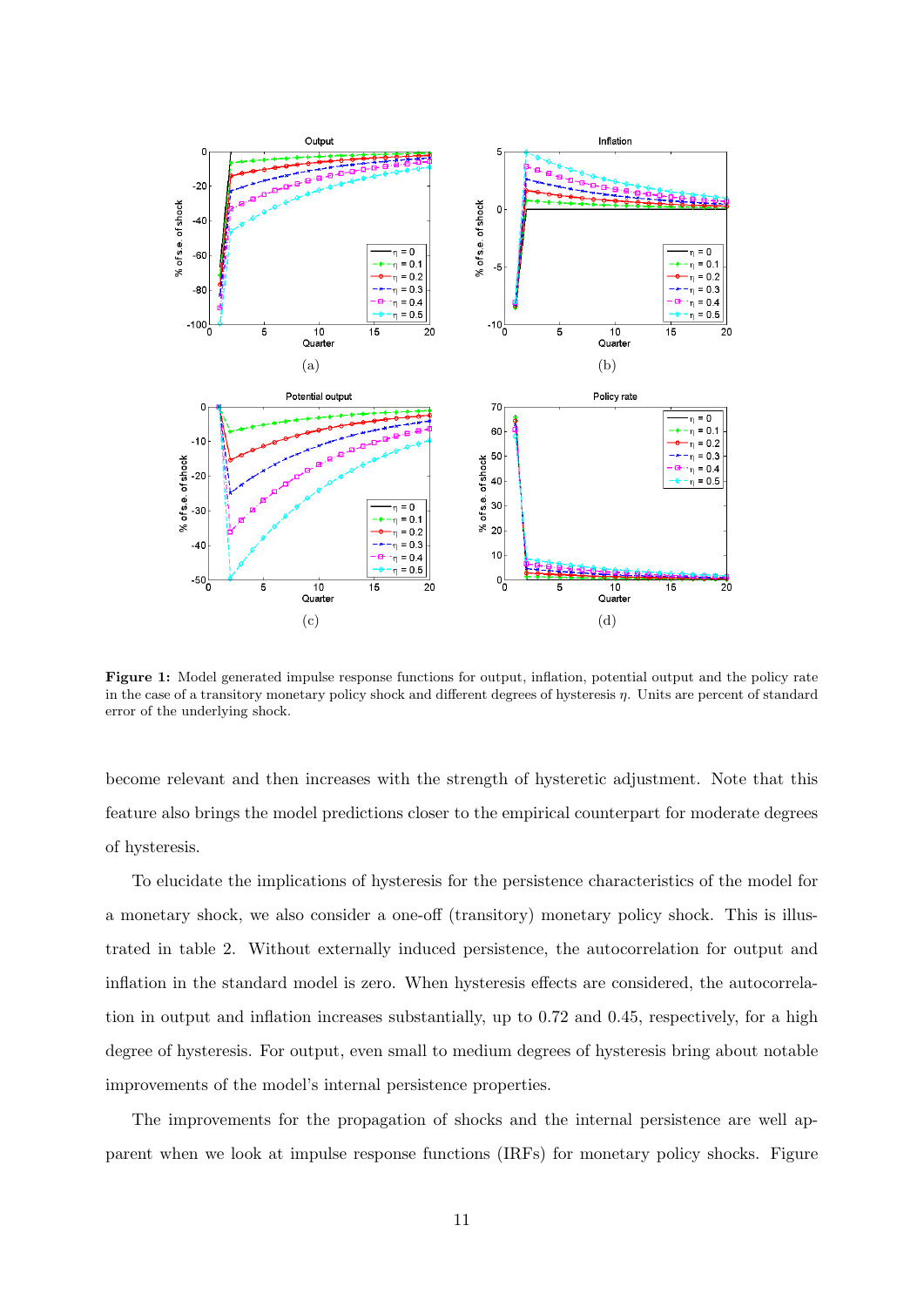**Figure 1:** Model generated impulse response functions for output, inflation, potential output and the policy rate in the case of a transitory monetary policy shock and different degrees of hysteresis $\eta$. Units are percent of standard error of the underlying shock.

become relevant and then increases with the strength of hysteretic adjustment. Note that this feature also brings the model predictions closer to the empirical counterpart for moderate degrees of hysteresis.

To elucidate the implications of hysteresis for the persistence characteristics of the model for a monetary shock, we also consider a one-off (transitory) monetary policy shock. This is illustrated in table 2. Without externally induced persistence, the autocorrelation for output and inflation in the standard model is zero. When hysteresis effects are considered, the autocorrelation in output and inflation increases substantially, up to 0.72 and 0.45, respectively, for a high degree of hysteresis. For output, even small to medium degrees of hysteresis bring about notable improvements of the model's internal persistence properties.

The improvements for the propagation of shocks and the internal persistence are well apparent when we look at impulse response functions (IRFs) for monetary policy shocks. Figure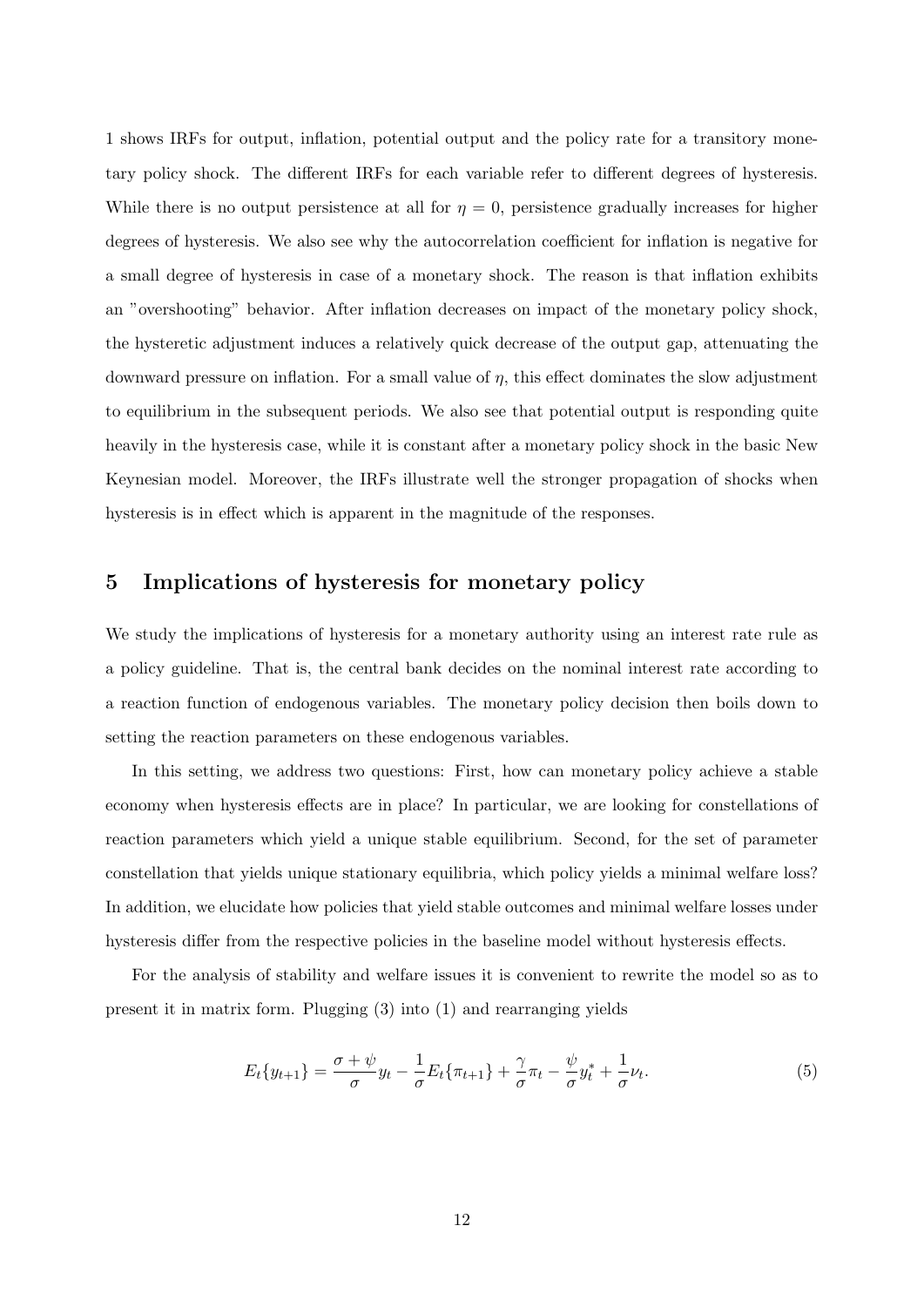1 shows IRFs for output, inflation, potential output and the policy rate for a transitory monetary policy shock. The different IRFs for each variable refer to different degrees of hysteresis. While there is no output persistence at all for $\eta = 0$, persistence gradually increases for higher degrees of hysteresis. We also see why the autocorrelation coefficient for inflation is negative for a small degree of hysteresis in case of a monetary shock. The reason is that inflation exhibits an "overshooting" behavior. After inflation decreases on impact of the monetary policy shock, the hysteretic adjustment induces a relatively quick decrease of the output gap, attenuating the downward pressure on inflation. For a small value of $\eta$, this effect dominates the slow adjustment to equilibrium in the subsequent periods. We also see that potential output is responding quite heavily in the hysteresis case, while it is constant after a monetary policy shock in the basic New Keynesian model. Moreover, the IRFs illustrate well the stronger propagation of shocks when hysteresis is in effect which is apparent in the magnitude of the responses.

## 5 Implications of hysteresis for monetary policy

We study the implications of hysteresis for a monetary authority using an interest rate rule as a policy guideline. That is, the central bank decides on the nominal interest rate according to a reaction function of endogenous variables. The monetary policy decision then boils down to setting the reaction parameters on these endogenous variables.

In this setting, we address two questions: First, how can monetary policy achieve a stable economy when hysteresis effects are in place? In particular, we are looking for constellations of reaction parameters which yield a unique stable equilibrium. Second, for the set of parameter constellation that yields unique stationary equilibria, which policy yields a minimal welfare loss? In addition, we elucidate how policies that yield stable outcomes and minimal welfare losses under hysteresis differ from the respective policies in the baseline model without hysteresis effects.

For the analysis of stability and welfare issues it is convenient to rewrite the model so as to present it in matrix form. Plugging (3) into (1) and rearranging yields

$$E_t\{y_{t+1}\} = \frac{\sigma + \psi}{\sigma} y_t - \frac{1}{\sigma} E_t\{\pi_{t+1}\} + \frac{\gamma}{\sigma}\pi_t - \frac{\psi}{\sigma} y_t^* + \frac{1}{\sigma}\nu_t. \tag{5}$$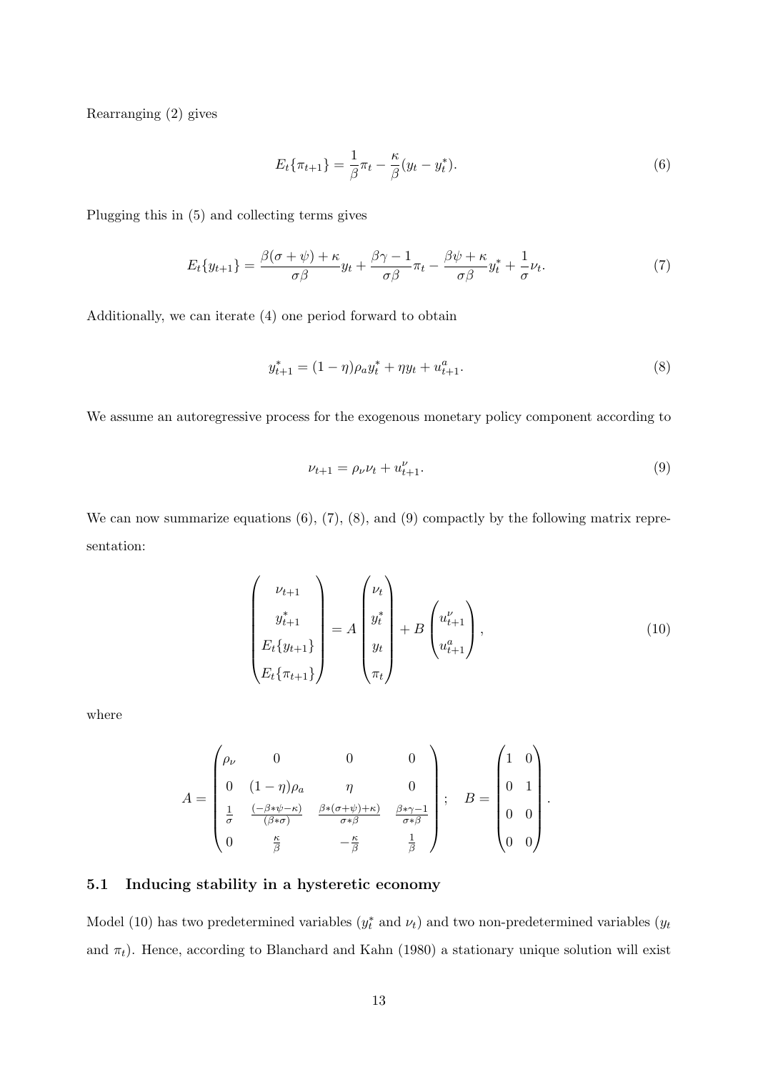Rearranging (2) gives

$$E_t\{\pi_{t+1}\} = \frac{1}{\beta}\pi_t - \frac{\kappa}{\beta}(y_t - y_t^*). \tag{6}$$

Plugging this in (5) and collecting terms gives

$$E_t\{y_{t+1}\} = \frac{\beta(\sigma+\psi)+\kappa}{\sigma\beta}y_t + \frac{\beta\gamma - 1}{\sigma\beta}\pi_t - \frac{\beta\psi+\kappa}{\sigma\beta}y_t^* + \frac{1}{\sigma}\nu_t. \tag{7}$$

Additionally, we can iterate (4) one period forward to obtain

$$y_{t+1}^* = (1-\eta)\rho_a y_t^* + \eta y_t + u_{t+1}^a. \tag{8}$$

We assume an autoregressive process for the exogenous monetary policy component according to

$$\nu_{t+1} = \rho_\nu \nu_t + u_{t+1}^\nu. \tag{9}$$

We can now summarize equations (6), (7), (8), and (9) compactly by the following matrix representation:

$$\begin{pmatrix} \nu_{t+1} \\ y_{t+1}^* \\ E_t\{y_{t+1}\} \\ E_t\{\pi_{t+1}\} \end{pmatrix} = A \begin{pmatrix} \nu_t \\ y_t^* \\ y_t \\ \pi_t \end{pmatrix} + B \begin{pmatrix} u_{t+1}^\nu \\ u_{t+1}^a \end{pmatrix}, \tag{10}$$

where

$$A = \begin{pmatrix} \rho_\nu & 0 & 0 & 0 \\ 0 & (1-\eta)\rho_a & \eta & 0 \\ \frac{1}{\sigma} & \frac{(-\beta*\psi-\kappa)}{(\beta*\sigma)} & \frac{\beta*(\sigma+\psi)+\kappa}{\sigma*\beta} & \frac{\beta*\gamma-1}{\sigma*\beta} \\ 0 & \frac{\kappa}{\beta} & -\frac{\kappa}{\beta} & \frac{1}{\beta} \end{pmatrix}; \quad B = \begin{pmatrix} 1 & 0 \\ 0 & 1 \\ 0 & 0 \\ 0 & 0 \end{pmatrix}.$$

### 5.1 Inducing stability in a hysteretic economy

Model (10) has two predetermined variables ($y_t^*$ and $\nu_t$) and two non-predetermined variables ($y_t$ and $\pi_t$). Hence, according to Blanchard and Kahn (1980) a stationary unique solution will exist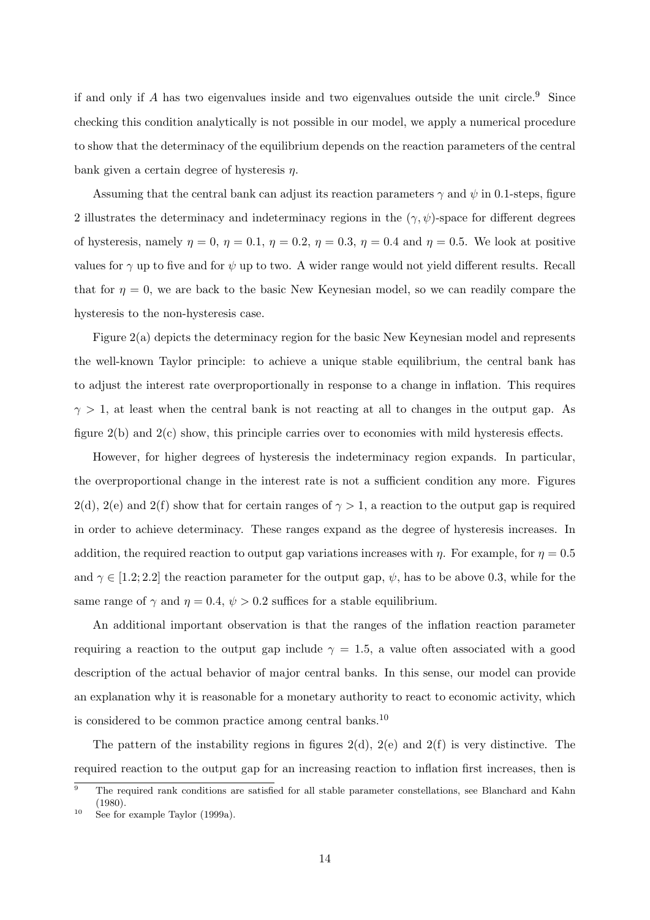if and only if $A$ has two eigenvalues inside and two eigenvalues outside the unit circle.[9] Since checking this condition analytically is not possible in our model, we apply a numerical procedure to show that the determinacy of the equilibrium depends on the reaction parameters of the central bank given a certain degree of hysteresis $\eta$.

Assuming that the central bank can adjust its reaction parameters $\gamma$ and $\psi$ in 0.1-steps, figure 2 illustrates the determinacy and indeterminacy regions in the $(\gamma, \psi)$-space for different degrees of hysteresis, namely $\eta = 0$, $\eta = 0.1$, $\eta = 0.2$, $\eta = 0.3$, $\eta = 0.4$ and $\eta = 0.5$. We look at positive values for $\gamma$ up to five and for $\psi$ up to two. A wider range would not yield different results. Recall that for $\eta = 0$, we are back to the basic New Keynesian model, so we can readily compare the hysteresis to the non-hysteresis case.

Figure 2(a) depicts the determinacy region for the basic New Keynesian model and represents the well-known Taylor principle: to achieve a unique stable equilibrium, the central bank has to adjust the interest rate overproportionally in response to a change in inflation. This requires $\gamma > 1$, at least when the central bank is not reacting at all to changes in the output gap. As figure 2(b) and 2(c) show, this principle carries over to economies with mild hysteresis effects.

However, for higher degrees of hysteresis the indeterminacy region expands. In particular, the overproportional change in the interest rate is not a sufficient condition any more. Figures 2(d), 2(e) and 2(f) show that for certain ranges of $\gamma > 1$, a reaction to the output gap is required in order to achieve determinacy. These ranges expand as the degree of hysteresis increases. In addition, the required reaction to output gap variations increases with $\eta$. For example, for $\eta = 0.5$ and $\gamma \in [1.2; 2.2]$ the reaction parameter for the output gap, $\psi$, has to be above 0.3, while for the same range of $\gamma$ and $\eta = 0.4$, $\psi > 0.2$ suffices for a stable equilibrium.

An additional important observation is that the ranges of the inflation reaction parameter requiring a reaction to the output gap include $\gamma = 1.5$, a value often associated with a good description of the actual behavior of major central banks. In this sense, our model can provide an explanation why it is reasonable for a monetary authority to react to economic activity, which is considered to be common practice among central banks.[10]

The pattern of the instability regions in figures 2(d), 2(e) and 2(f) is very distinctive. The required reaction to the output gap for an increasing reaction to inflation first increases, then is

[9] The required rank conditions are satisfied for all stable parameter constellations, see Blanchard and Kahn (1980).

[10] See for example Taylor (1999a).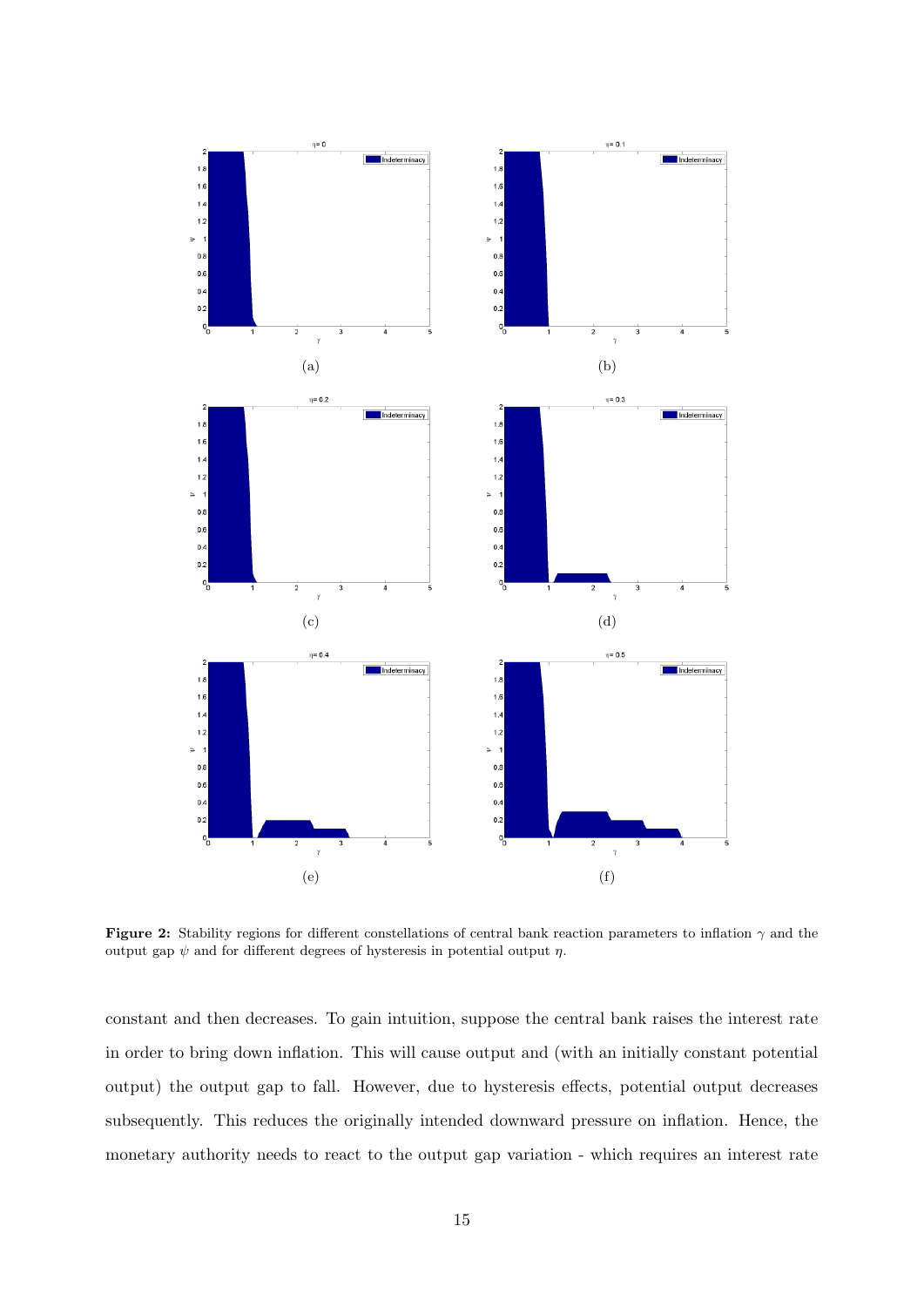**Figure 2:** Stability regions for different constellations of central bank reaction parameters to inflation $\gamma$ and the output gap $\psi$ and for different degrees of hysteresis in potential output $\eta$.

constant and then decreases. To gain intuition, suppose the central bank raises the interest rate in order to bring down inflation. This will cause output and (with an initially constant potential output) the output gap to fall. However, due to hysteresis effects, potential output decreases subsequently. This reduces the originally intended downward pressure on inflation. Hence, the monetary authority needs to react to the output gap variation - which requires an interest rate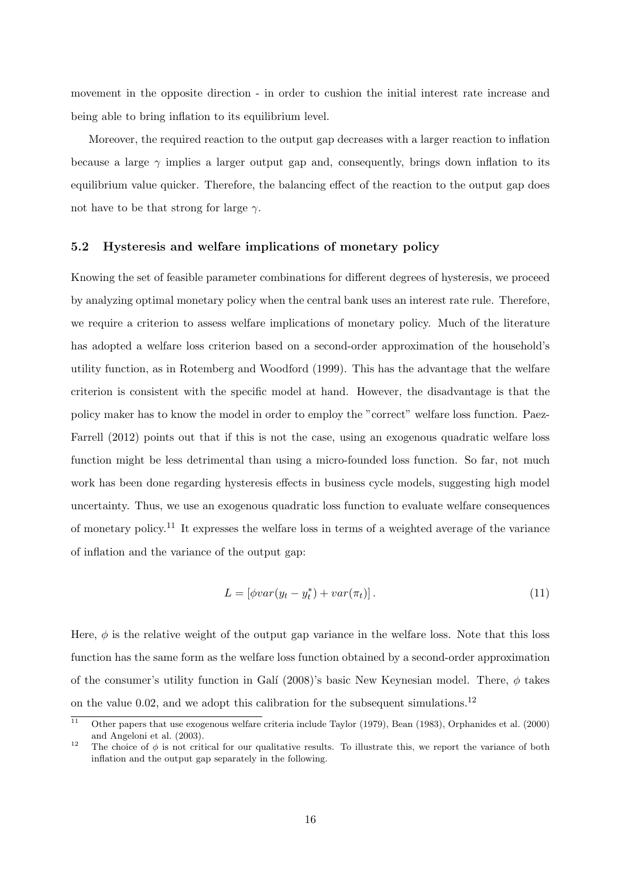movement in the opposite direction - in order to cushion the initial interest rate increase and being able to bring inflation to its equilibrium level.

Moreover, the required reaction to the output gap decreases with a larger reaction to inflation because a large $\gamma$ implies a larger output gap and, consequently, brings down inflation to its equilibrium value quicker. Therefore, the balancing effect of the reaction to the output gap does not have to be that strong for large $\gamma$.

### 5.2 Hysteresis and welfare implications of monetary policy

Knowing the set of feasible parameter combinations for different degrees of hysteresis, we proceed by analyzing optimal monetary policy when the central bank uses an interest rate rule. Therefore, we require a criterion to assess welfare implications of monetary policy. Much of the literature has adopted a welfare loss criterion based on a second-order approximation of the household's utility function, as in Rotemberg and Woodford (1999). This has the advantage that the welfare criterion is consistent with the specific model at hand. However, the disadvantage is that the policy maker has to know the model in order to employ the "correct" welfare loss function. Paez-Farrell (2012) points out that if this is not the case, using an exogenous quadratic welfare loss function might be less detrimental than using a micro-founded loss function. So far, not much work has been done regarding hysteresis effects in business cycle models, suggesting high model uncertainty. Thus, we use an exogenous quadratic loss function to evaluate welfare consequences of monetary policy.[11] It expresses the welfare loss in terms of a weighted average of the variance of inflation and the variance of the output gap:

$$L = \left[\phi var(y_t - y_t^*) + var(\pi_t)\right]. \tag{11}$$

Here, $\phi$ is the relative weight of the output gap variance in the welfare loss. Note that this loss function has the same form as the welfare loss function obtained by a second-order approximation of the consumer's utility function in Galí (2008)'s basic New Keynesian model. There, $\phi$ takes on the value 0.02, and we adopt this calibration for the subsequent simulations.[12]

[11] Other papers that use exogenous welfare criteria include Taylor (1979), Bean (1983), Orphanides et al. (2000) and Angeloni et al. (2003).

[12] The choice of $\phi$ is not critical for our qualitative results. To illustrate this, we report the variance of both inflation and the output gap separately in the following.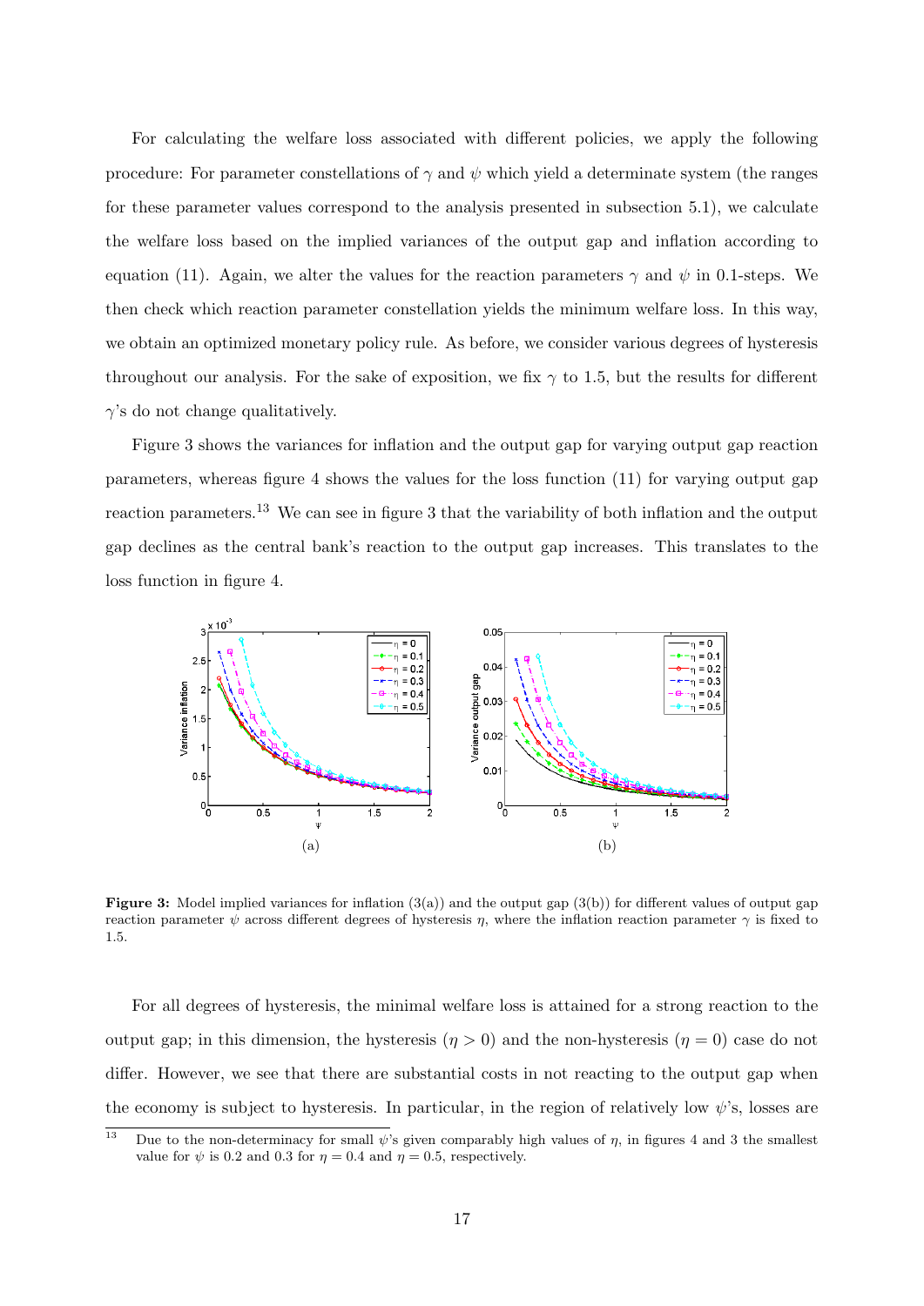For calculating the welfare loss associated with different policies, we apply the following procedure: For parameter constellations of $\gamma$ and $\psi$ which yield a determinate system (the ranges for these parameter values correspond to the analysis presented in subsection 5.1), we calculate the welfare loss based on the implied variances of the output gap and inflation according to equation (11). Again, we alter the values for the reaction parameters $\gamma$ and $\psi$ in 0.1-steps. We then check which reaction parameter constellation yields the minimum welfare loss. In this way, we obtain an optimized monetary policy rule. As before, we consider various degrees of hysteresis throughout our analysis. For the sake of exposition, we fix $\gamma$ to 1.5, but the results for different $\gamma$'s do not change qualitatively.

Figure 3 shows the variances for inflation and the output gap for varying output gap reaction parameters, whereas figure 4 shows the values for the loss function (11) for varying output gap reaction parameters.[13] We can see in figure 3 that the variability of both inflation and the output gap declines as the central bank's reaction to the output gap increases. This translates to the loss function in figure 4.

(a)

(b)

**Figure 3:** Model implied variances for inflation (3(a)) and the output gap (3(b)) for different values of output gap reaction parameter $\psi$ across different degrees of hysteresis $\eta$, where the inflation reaction parameter $\gamma$ is fixed to 1.5.

For all degrees of hysteresis, the minimal welfare loss is attained for a strong reaction to the output gap; in this dimension, the hysteresis ($\eta > 0$) and the non-hysteresis ($\eta = 0$) case do not differ. However, we see that there are substantial costs in not reacting to the output gap when the economy is subject to hysteresis. In particular, in the region of relatively low $\psi$'s, losses are

[13] Due to the non-determinacy for small $\psi$'s given comparably high values of $\eta$, in figures 4 and 3 the smallest value for $\psi$ is 0.2 and 0.3 for $\eta = 0.4$ and $\eta = 0.5$, respectively.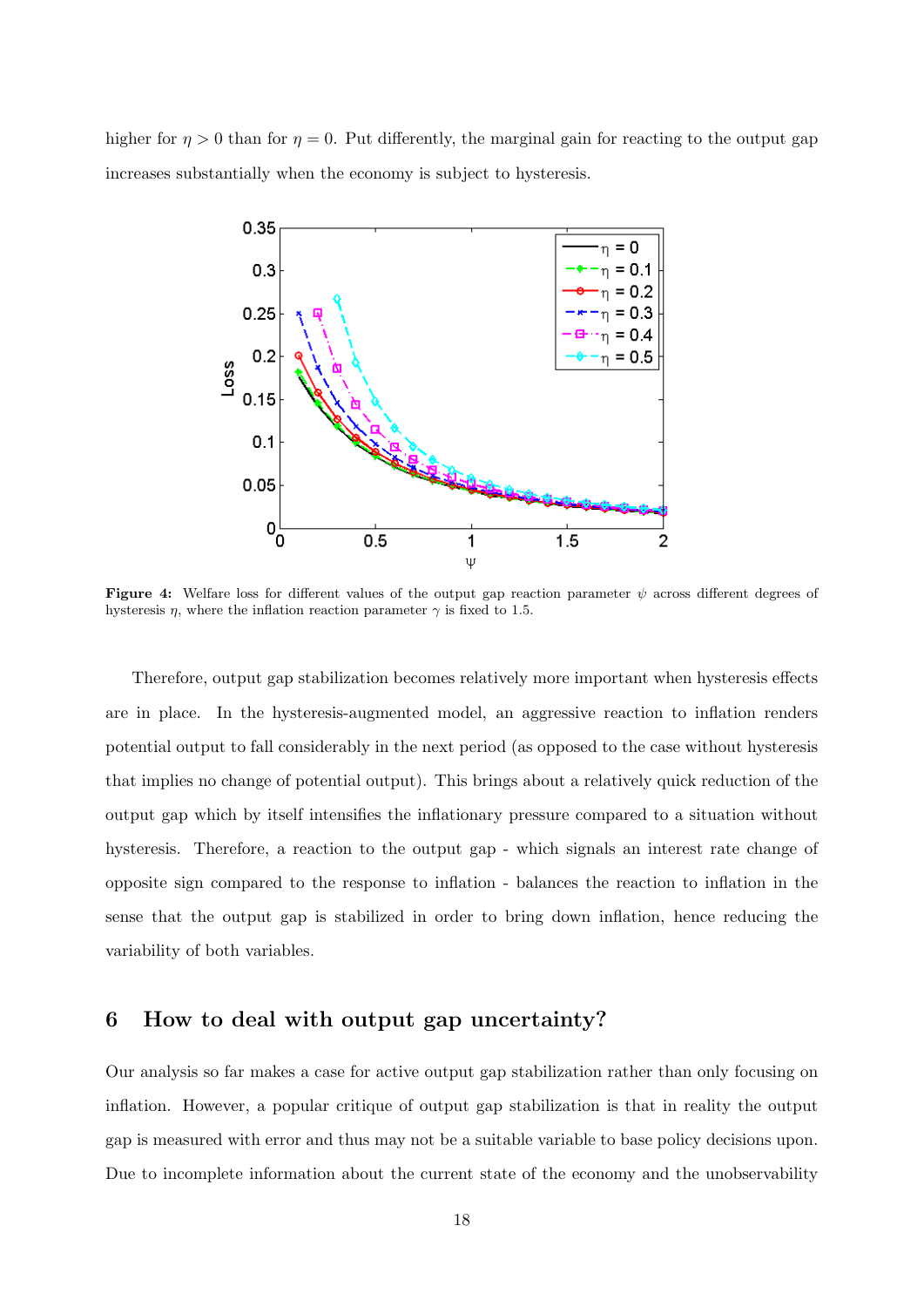higher for $\eta > 0$ than for $\eta = 0$. Put differently, the marginal gain for reacting to the output gap increases substantially when the economy is subject to hysteresis.

**Figure 4:** Welfare loss for different values of the output gap reaction parameter $\psi$ across different degrees of hysteresis $\eta$, where the inflation reaction parameter $\gamma$ is fixed to 1.5.

Therefore, output gap stabilization becomes relatively more important when hysteresis effects are in place. In the hysteresis-augmented model, an aggressive reaction to inflation renders potential output to fall considerably in the next period (as opposed to the case without hysteresis that implies no change of potential output). This brings about a relatively quick reduction of the output gap which by itself intensifies the inflationary pressure compared to a situation without hysteresis. Therefore, a reaction to the output gap - which signals an interest rate change of opposite sign compared to the response to inflation - balances the reaction to inflation in the sense that the output gap is stabilized in order to bring down inflation, hence reducing the variability of both variables.

## 6 How to deal with output gap uncertainty?

Our analysis so far makes a case for active output gap stabilization rather than only focusing on inflation. However, a popular critique of output gap stabilization is that in reality the output gap is measured with error and thus may not be a suitable variable to base policy decisions upon. Due to incomplete information about the current state of the economy and the unobservability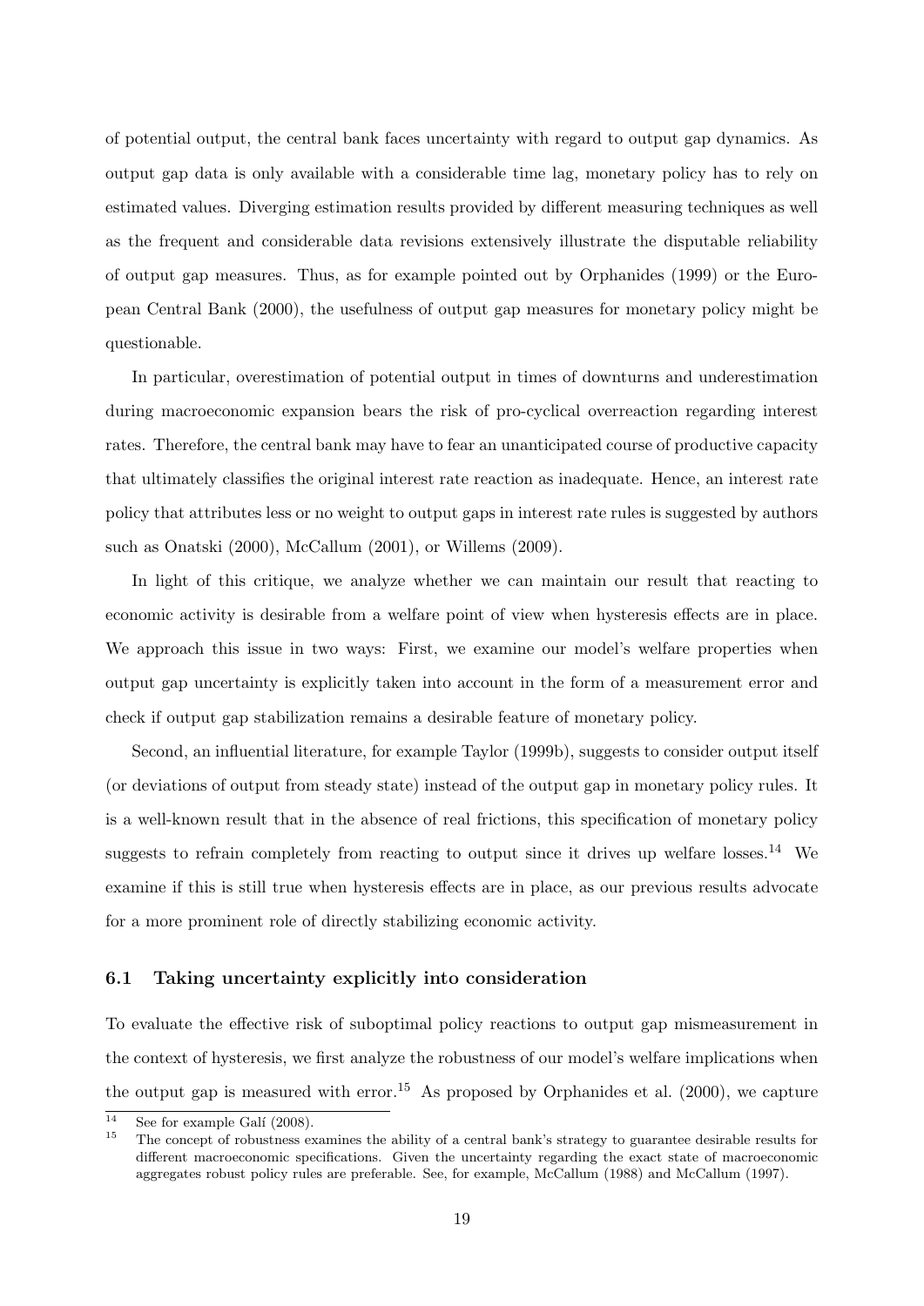of potential output, the central bank faces uncertainty with regard to output gap dynamics. As output gap data is only available with a considerable time lag, monetary policy has to rely on estimated values. Diverging estimation results provided by different measuring techniques as well as the frequent and considerable data revisions extensively illustrate the disputable reliability of output gap measures. Thus, as for example pointed out by Orphanides (1999) or the European Central Bank (2000), the usefulness of output gap measures for monetary policy might be questionable.

In particular, overestimation of potential output in times of downturns and underestimation during macroeconomic expansion bears the risk of pro-cyclical overreaction regarding interest rates. Therefore, the central bank may have to fear an unanticipated course of productive capacity that ultimately classifies the original interest rate reaction as inadequate. Hence, an interest rate policy that attributes less or no weight to output gaps in interest rate rules is suggested by authors such as Onatski (2000), McCallum (2001), or Willems (2009).

In light of this critique, we analyze whether we can maintain our result that reacting to economic activity is desirable from a welfare point of view when hysteresis effects are in place. We approach this issue in two ways: First, we examine our model's welfare properties when output gap uncertainty is explicitly taken into account in the form of a measurement error and check if output gap stabilization remains a desirable feature of monetary policy.

Second, an influential literature, for example Taylor (1999b), suggests to consider output itself (or deviations of output from steady state) instead of the output gap in monetary policy rules. It is a well-known result that in the absence of real frictions, this specification of monetary policy suggests to refrain completely from reacting to output since it drives up welfare losses.[14] We examine if this is still true when hysteresis effects are in place, as our previous results advocate for a more prominent role of directly stabilizing economic activity.

### 6.1 Taking uncertainty explicitly into consideration

To evaluate the effective risk of suboptimal policy reactions to output gap mismeasurement in the context of hysteresis, we first analyze the robustness of our model's welfare implications when the output gap is measured with error.[15] As proposed by Orphanides et al. (2000), we capture

[14] See for example Galí (2008).

[15] The concept of robustness examines the ability of a central bank's strategy to guarantee desirable results for different macroeconomic specifications. Given the uncertainty regarding the exact state of macroeconomic aggregates robust policy rules are preferable. See, for example, McCallum (1988) and McCallum (1997).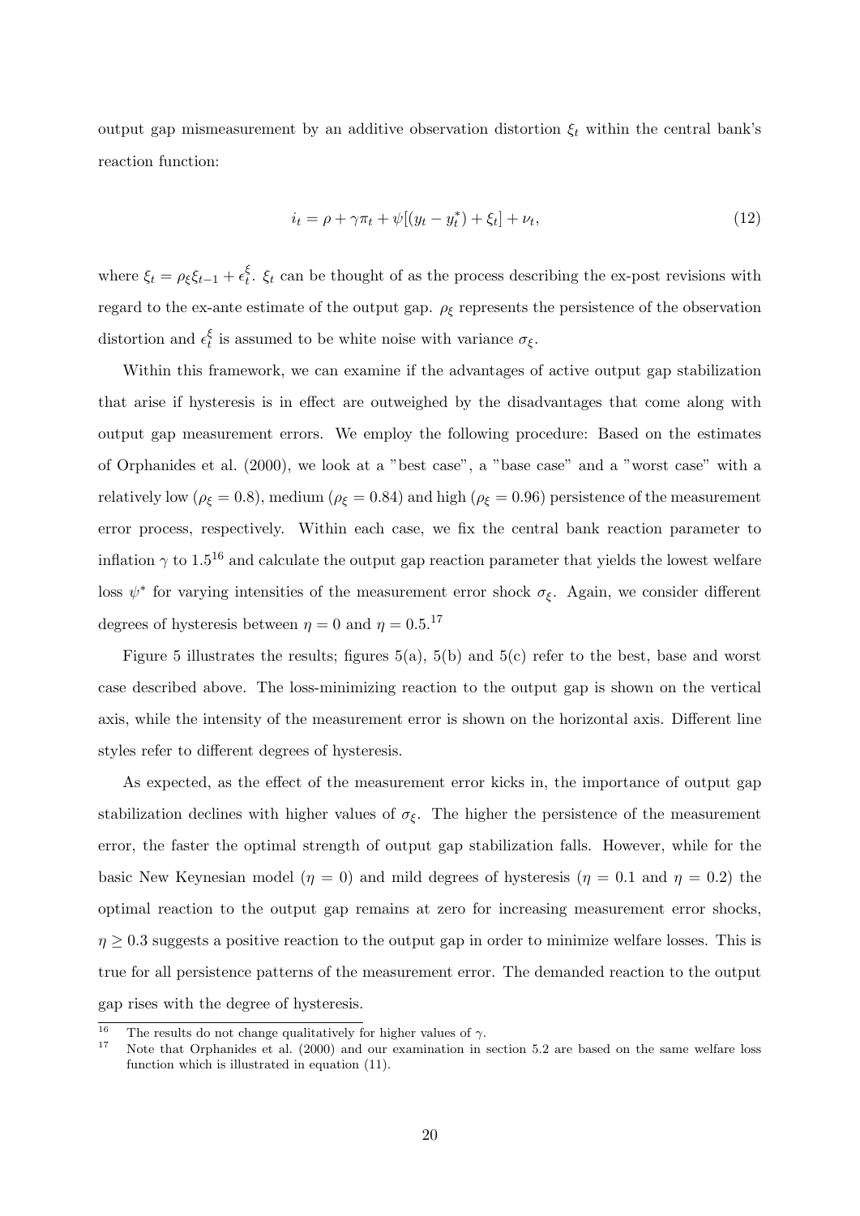output gap mismeasurement by an additive observation distortion $\xi_t$ within the central bank's reaction function:

$$i_t = \rho + \gamma \pi_t + \psi[(y_t - y_t^*) + \xi_t] + \nu_t, \tag{12}$$

where $\xi_t = \rho_\xi \xi_{t-1} + \epsilon_t^\xi$. $\xi_t$ can be thought of as the process describing the ex-post revisions with regard to the ex-ante estimate of the output gap. $\rho_\xi$ represents the persistence of the observation distortion and $\epsilon_t^\xi$ is assumed to be white noise with variance $\sigma_\xi$.

Within this framework, we can examine if the advantages of active output gap stabilization that arise if hysteresis is in effect are outweighed by the disadvantages that come along with output gap measurement errors. We employ the following procedure: Based on the estimates of Orphanides et al. (2000), we look at a "best case", a "base case" and a "worst case" with a relatively low ($\rho_\xi = 0.8$), medium ($\rho_\xi = 0.84$) and high ($\rho_\xi = 0.96$) persistence of the measurement error process, respectively. Within each case, we fix the central bank reaction parameter to inflation $\gamma$ to 1.5[16] and calculate the output gap reaction parameter that yields the lowest welfare loss $\psi^*$ for varying intensities of the measurement error shock $\sigma_\xi$. Again, we consider different degrees of hysteresis between $\eta = 0$ and $\eta = 0.5$.[17]

Figure 5 illustrates the results; figures 5(a), 5(b) and 5(c) refer to the best, base and worst case described above. The loss-minimizing reaction to the output gap is shown on the vertical axis, while the intensity of the measurement error is shown on the horizontal axis. Different line styles refer to different degrees of hysteresis.

As expected, as the effect of the measurement error kicks in, the importance of output gap stabilization declines with higher values of $\sigma_\xi$. The higher the persistence of the measurement error, the faster the optimal strength of output gap stabilization falls. However, while for the basic New Keynesian model ($\eta = 0$) and mild degrees of hysteresis ($\eta = 0.1$ and $\eta = 0.2$) the optimal reaction to the output gap remains at zero for increasing measurement error shocks, $\eta \geq 0.3$ suggests a positive reaction to the output gap in order to minimize welfare losses. This is true for all persistence patterns of the measurement error. The demanded reaction to the output gap rises with the degree of hysteresis.

---

[16] The results do not change qualitatively for higher values of $\gamma$.

[17] Note that Orphanides et al. (2000) and our examination in section 5.2 are based on the same welfare loss function which is illustrated in equation (11).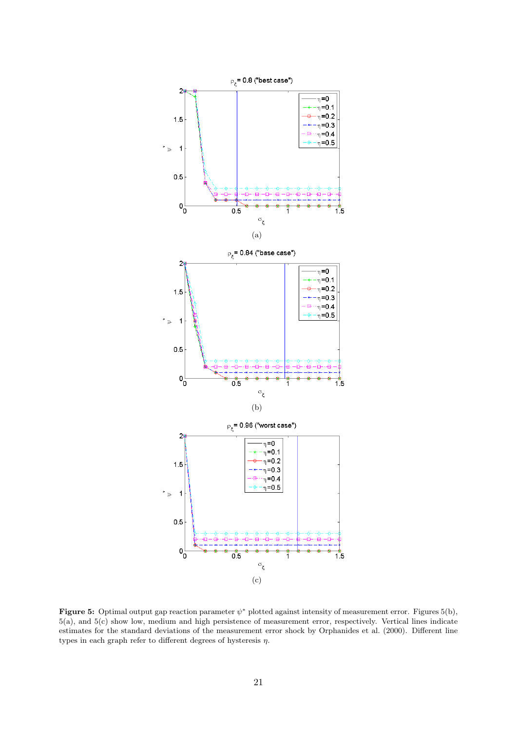(a)

(b)

(c)

**Figure 5:** Optimal output gap reaction parameter $\psi^*$ plotted against intensity of measurement error. Figures 5(b), 5(a), and 5(c) show low, medium and high persistence of measurement error, respectively. Vertical lines indicate estimates for the standard deviations of the measurement error shock by Orphanides et al. (2000). Different line types in each graph refer to different degrees of hysteresis $\eta$.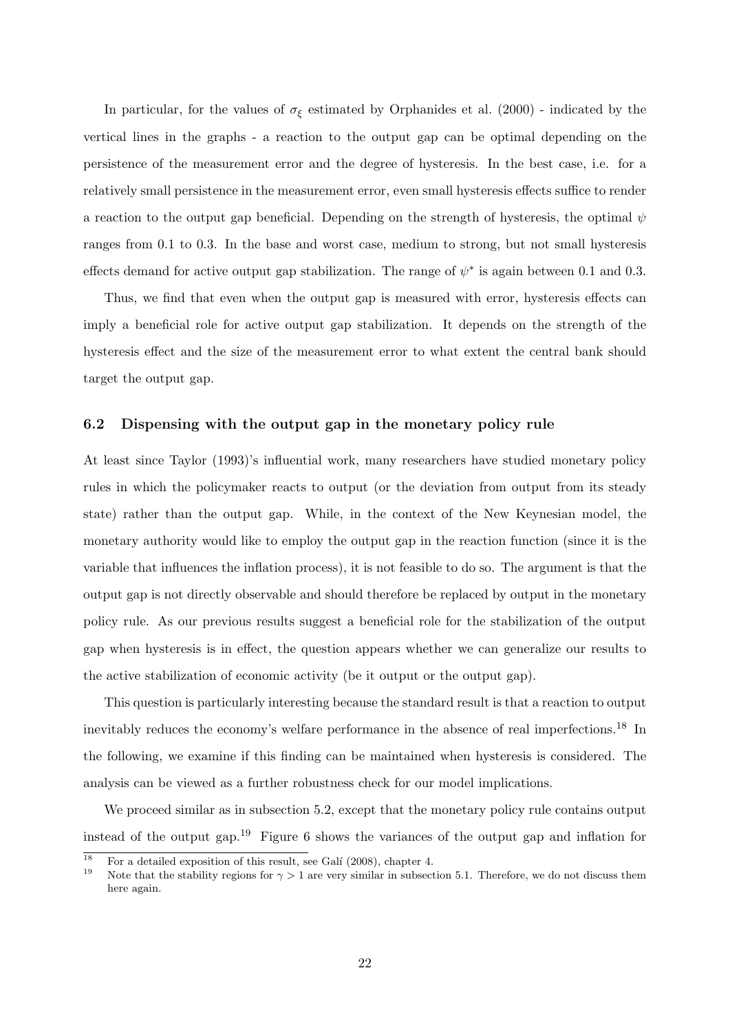In particular, for the values of $\sigma_\xi$ estimated by Orphanides et al. (2000) - indicated by the vertical lines in the graphs - a reaction to the output gap can be optimal depending on the persistence of the measurement error and the degree of hysteresis. In the best case, i.e. for a relatively small persistence in the measurement error, even small hysteresis effects suffice to render a reaction to the output gap beneficial. Depending on the strength of hysteresis, the optimal $\psi$ ranges from 0.1 to 0.3. In the base and worst case, medium to strong, but not small hysteresis effects demand for active output gap stabilization. The range of $\psi^*$ is again between 0.1 and 0.3.

Thus, we find that even when the output gap is measured with error, hysteresis effects can imply a beneficial role for active output gap stabilization. It depends on the strength of the hysteresis effect and the size of the measurement error to what extent the central bank should target the output gap.

### 6.2 Dispensing with the output gap in the monetary policy rule

At least since Taylor (1993)'s influential work, many researchers have studied monetary policy rules in which the policymaker reacts to output (or the deviation from output from its steady state) rather than the output gap. While, in the context of the New Keynesian model, the monetary authority would like to employ the output gap in the reaction function (since it is the variable that influences the inflation process), it is not feasible to do so. The argument is that the output gap is not directly observable and should therefore be replaced by output in the monetary policy rule. As our previous results suggest a beneficial role for the stabilization of the output gap when hysteresis is in effect, the question appears whether we can generalize our results to the active stabilization of economic activity (be it output or the output gap).

This question is particularly interesting because the standard result is that a reaction to output inevitably reduces the economy's welfare performance in the absence of real imperfections.[18] In the following, we examine if this finding can be maintained when hysteresis is considered. The analysis can be viewed as a further robustness check for our model implications.

We proceed similar as in subsection 5.2, except that the monetary policy rule contains output instead of the output gap.[19] Figure 6 shows the variances of the output gap and inflation for

[18] For a detailed exposition of this result, see Galí (2008), chapter 4.

[19] Note that the stability regions for $\gamma > 1$ are very similar in subsection 5.1. Therefore, we do not discuss them here again.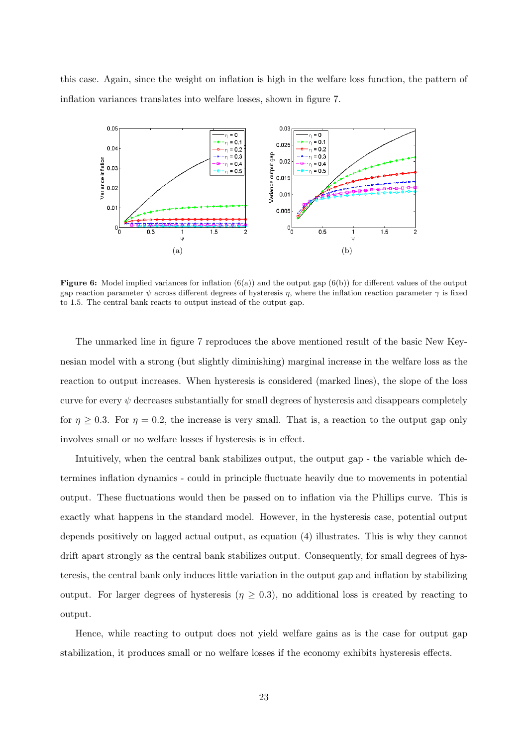this case. Again, since the weight on inflation is high in the welfare loss function, the pattern of inflation variances translates into welfare losses, shown in figure 7.

**Figure 6:** Model implied variances for inflation (6(a)) and the output gap (6(b)) for different values of the output gap reaction parameter $\psi$ across different degrees of hysteresis $\eta$, where the inflation reaction parameter $\gamma$ is fixed to 1.5. The central bank reacts to output instead of the output gap.

The unmarked line in figure 7 reproduces the above mentioned result of the basic New Keynesian model with a strong (but slightly diminishing) marginal increase in the welfare loss as the reaction to output increases. When hysteresis is considered (marked lines), the slope of the loss curve for every $\psi$ decreases substantially for small degrees of hysteresis and disappears completely for $\eta \geq 0.3$. For $\eta = 0.2$, the increase is very small. That is, a reaction to the output gap only involves small or no welfare losses if hysteresis is in effect.

Intuitively, when the central bank stabilizes output, the output gap - the variable which determines inflation dynamics - could in principle fluctuate heavily due to movements in potential output. These fluctuations would then be passed on to inflation via the Phillips curve. This is exactly what happens in the standard model. However, in the hysteresis case, potential output depends positively on lagged actual output, as equation (4) illustrates. This is why they cannot drift apart strongly as the central bank stabilizes output. Consequently, for small degrees of hysteresis, the central bank only induces little variation in the output gap and inflation by stabilizing output. For larger degrees of hysteresis ($\eta \geq 0.3$), no additional loss is created by reacting to output.

Hence, while reacting to output does not yield welfare gains as is the case for output gap stabilization, it produces small or no welfare losses if the economy exhibits hysteresis effects.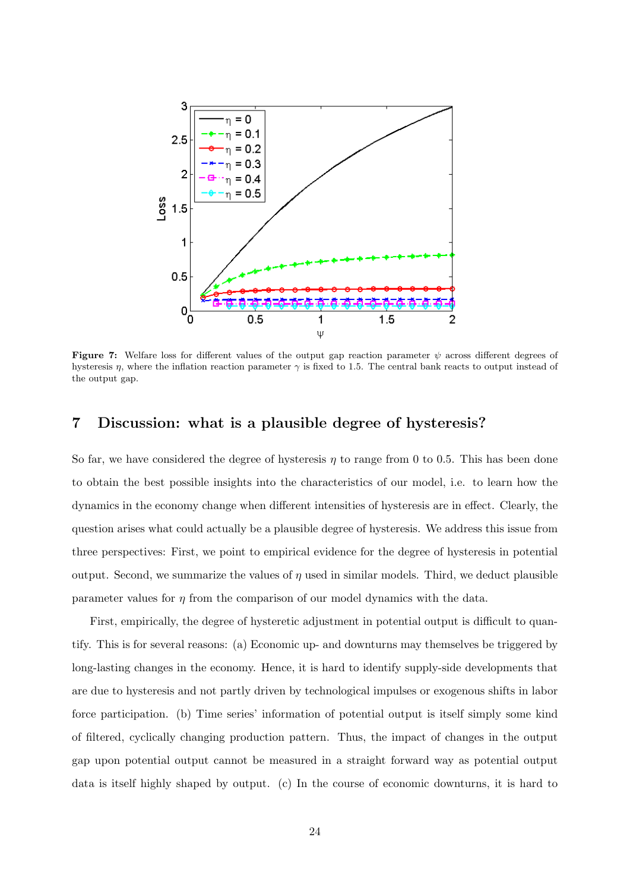**Figure 7:** Welfare loss for different values of the output gap reaction parameter $\psi$ across different degrees of hysteresis $\eta$, where the inflation reaction parameter $\gamma$ is fixed to 1.5. The central bank reacts to output instead of the output gap.

## 7 Discussion: what is a plausible degree of hysteresis?

So far, we have considered the degree of hysteresis $\eta$ to range from 0 to 0.5. This has been done to obtain the best possible insights into the characteristics of our model, i.e. to learn how the dynamics in the economy change when different intensities of hysteresis are in effect. Clearly, the question arises what could actually be a plausible degree of hysteresis. We address this issue from three perspectives: First, we point to empirical evidence for the degree of hysteresis in potential output. Second, we summarize the values of $\eta$ used in similar models. Third, we deduct plausible parameter values for $\eta$ from the comparison of our model dynamics with the data.

First, empirically, the degree of hysteretic adjustment in potential output is difficult to quantify. This is for several reasons: (a) Economic up- and downturns may themselves be triggered by long-lasting changes in the economy. Hence, it is hard to identify supply-side developments that are due to hysteresis and not partly driven by technological impulses or exogenous shifts in labor force participation. (b) Time series' information of potential output is itself simply some kind of filtered, cyclically changing production pattern. Thus, the impact of changes in the output gap upon potential output cannot be measured in a straight forward way as potential output data is itself highly shaped by output. (c) In the course of economic downturns, it is hard to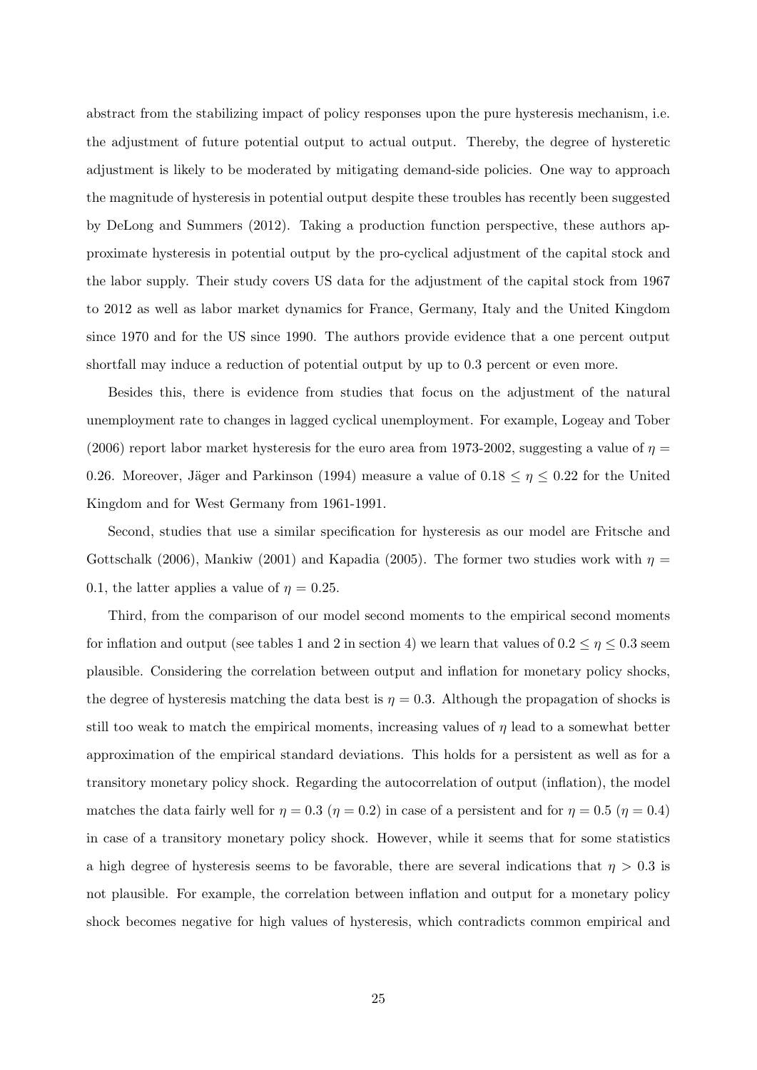abstract from the stabilizing impact of policy responses upon the pure hysteresis mechanism, i.e. the adjustment of future potential output to actual output. Thereby, the degree of hysteretic adjustment is likely to be moderated by mitigating demand-side policies. One way to approach the magnitude of hysteresis in potential output despite these troubles has recently been suggested by DeLong and Summers (2012). Taking a production function perspective, these authors approximate hysteresis in potential output by the pro-cyclical adjustment of the capital stock and the labor supply. Their study covers US data for the adjustment of the capital stock from 1967 to 2012 as well as labor market dynamics for France, Germany, Italy and the United Kingdom since 1970 and for the US since 1990. The authors provide evidence that a one percent output shortfall may induce a reduction of potential output by up to 0.3 percent or even more.

Besides this, there is evidence from studies that focus on the adjustment of the natural unemployment rate to changes in lagged cyclical unemployment. For example, Logeay and Tober (2006) report labor market hysteresis for the euro area from 1973-2002, suggesting a value of $\eta = 0.26$. Moreover, Jäger and Parkinson (1994) measure a value of $0.18 \leq \eta \leq 0.22$ for the United Kingdom and for West Germany from 1961-1991.

Second, studies that use a similar specification for hysteresis as our model are Fritsche and Gottschalk (2006), Mankiw (2001) and Kapadia (2005). The former two studies work with $\eta = 0.1$, the latter applies a value of $\eta = 0.25$.

Third, from the comparison of our model second moments to the empirical second moments for inflation and output (see tables 1 and 2 in section 4) we learn that values of $0.2 \leq \eta \leq 0.3$ seem plausible. Considering the correlation between output and inflation for monetary policy shocks, the degree of hysteresis matching the data best is $\eta = 0.3$. Although the propagation of shocks is still too weak to match the empirical moments, increasing values of $\eta$ lead to a somewhat better approximation of the empirical standard deviations. This holds for a persistent as well as for a transitory monetary policy shock. Regarding the autocorrelation of output (inflation), the model matches the data fairly well for $\eta = 0.3$ ($\eta = 0.2$) in case of a persistent and for $\eta = 0.5$ ($\eta = 0.4$) in case of a transitory monetary policy shock. However, while it seems that for some statistics a high degree of hysteresis seems to be favorable, there are several indications that $\eta > 0.3$ is not plausible. For example, the correlation between inflation and output for a monetary policy shock becomes negative for high values of hysteresis, which contradicts common empirical and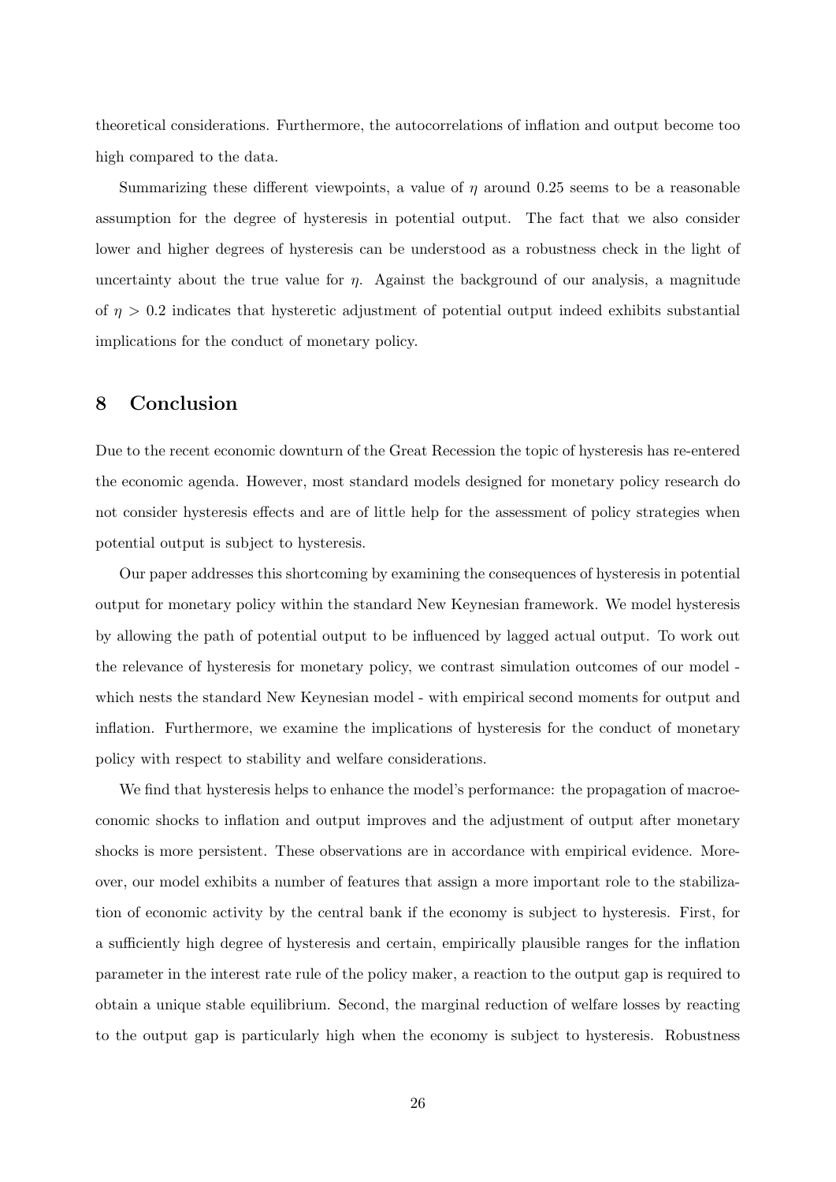theoretical considerations. Furthermore, the autocorrelations of inflation and output become too high compared to the data.

Summarizing these different viewpoints, a value of $\eta$ around 0.25 seems to be a reasonable assumption for the degree of hysteresis in potential output. The fact that we also consider lower and higher degrees of hysteresis can be understood as a robustness check in the light of uncertainty about the true value for $\eta$. Against the background of our analysis, a magnitude of $\eta > 0.2$ indicates that hysteretic adjustment of potential output indeed exhibits substantial implications for the conduct of monetary policy.

## 8 Conclusion

Due to the recent economic downturn of the Great Recession the topic of hysteresis has re-entered the economic agenda. However, most standard models designed for monetary policy research do not consider hysteresis effects and are of little help for the assessment of policy strategies when potential output is subject to hysteresis.

Our paper addresses this shortcoming by examining the consequences of hysteresis in potential output for monetary policy within the standard New Keynesian framework. We model hysteresis by allowing the path of potential output to be influenced by lagged actual output. To work out the relevance of hysteresis for monetary policy, we contrast simulation outcomes of our model - which nests the standard New Keynesian model - with empirical second moments for output and inflation. Furthermore, we examine the implications of hysteresis for the conduct of monetary policy with respect to stability and welfare considerations.

We find that hysteresis helps to enhance the model's performance: the propagation of macroeconomic shocks to inflation and output improves and the adjustment of output after monetary shocks is more persistent. These observations are in accordance with empirical evidence. Moreover, our model exhibits a number of features that assign a more important role to the stabilization of economic activity by the central bank if the economy is subject to hysteresis. First, for a sufficiently high degree of hysteresis and certain, empirically plausible ranges for the inflation parameter in the interest rate rule of the policy maker, a reaction to the output gap is required to obtain a unique stable equilibrium. Second, the marginal reduction of welfare losses by reacting to the output gap is particularly high when the economy is subject to hysteresis. Robustness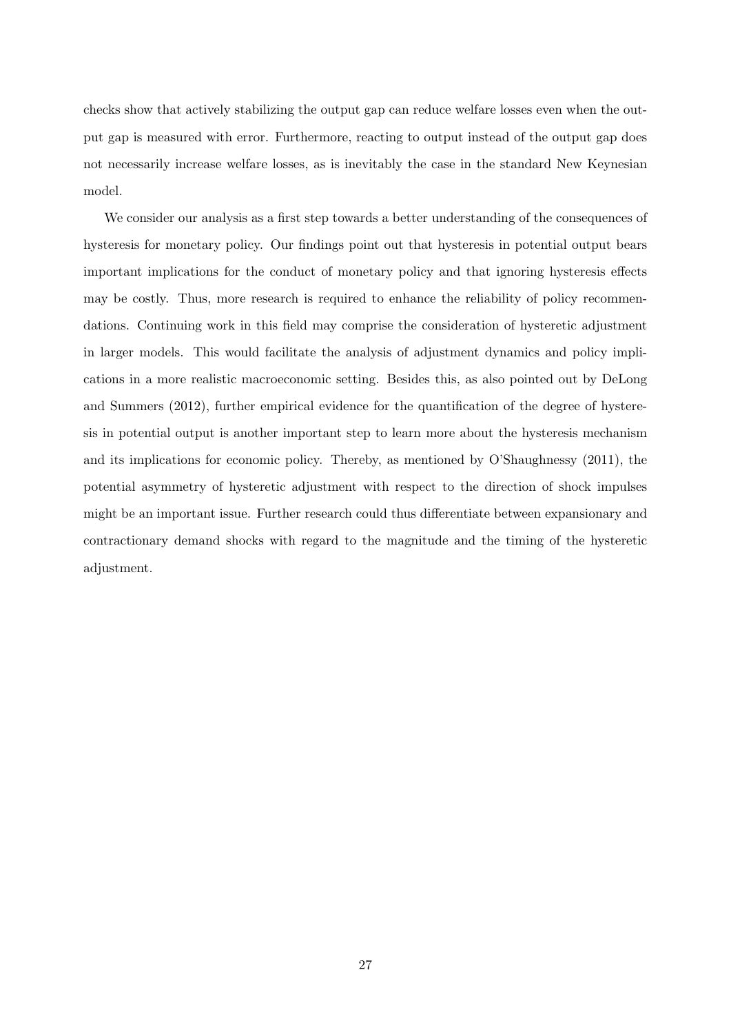checks show that actively stabilizing the output gap can reduce welfare losses even when the output gap is measured with error. Furthermore, reacting to output instead of the output gap does not necessarily increase welfare losses, as is inevitably the case in the standard New Keynesian model.

We consider our analysis as a first step towards a better understanding of the consequences of hysteresis for monetary policy. Our findings point out that hysteresis in potential output bears important implications for the conduct of monetary policy and that ignoring hysteresis effects may be costly. Thus, more research is required to enhance the reliability of policy recommendations. Continuing work in this field may comprise the consideration of hysteretic adjustment in larger models. This would facilitate the analysis of adjustment dynamics and policy implications in a more realistic macroeconomic setting. Besides this, as also pointed out by DeLong and Summers (2012), further empirical evidence for the quantification of the degree of hysteresis in potential output is another important step to learn more about the hysteresis mechanism and its implications for economic policy. Thereby, as mentioned by O'Shaughnessy (2011), the potential asymmetry of hysteretic adjustment with respect to the direction of shock impulses might be an important issue. Further research could thus differentiate between expansionary and contractionary demand shocks with regard to the magnitude and the timing of the hysteretic adjustment.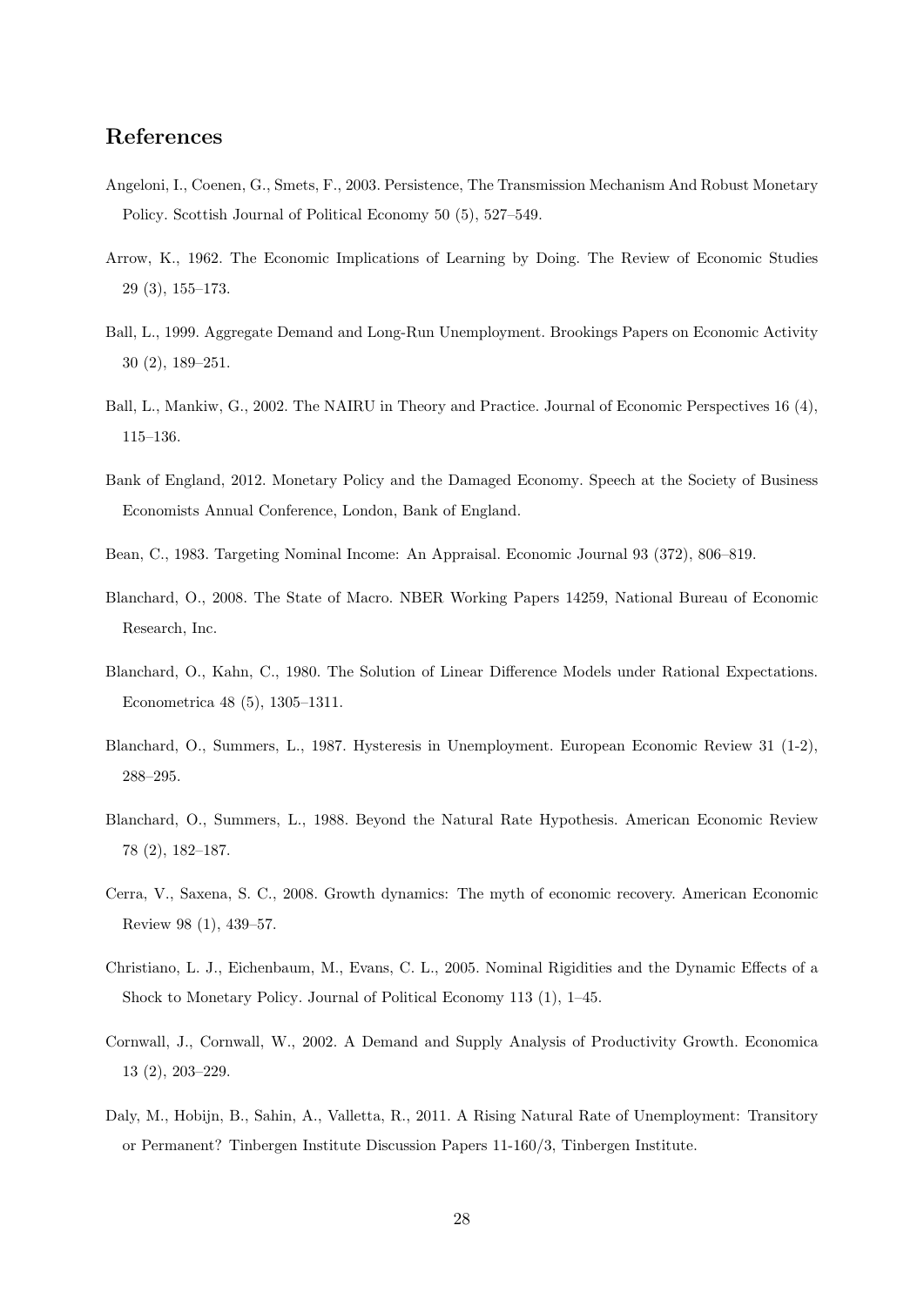## References

Angeloni, I., Coenen, G., Smets, F., 2003. Persistence, The Transmission Mechanism And Robust Monetary Policy. Scottish Journal of Political Economy 50 (5), 527–549.

Arrow, K., 1962. The Economic Implications of Learning by Doing. The Review of Economic Studies 29 (3), 155–173.

Ball, L., 1999. Aggregate Demand and Long-Run Unemployment. Brookings Papers on Economic Activity 30 (2), 189–251.

Ball, L., Mankiw, G., 2002. The NAIRU in Theory and Practice. Journal of Economic Perspectives 16 (4), 115–136.

Bank of England, 2012. Monetary Policy and the Damaged Economy. Speech at the Society of Business Economists Annual Conference, London, Bank of England.

Bean, C., 1983. Targeting Nominal Income: An Appraisal. Economic Journal 93 (372), 806–819.

Blanchard, O., 2008. The State of Macro. NBER Working Papers 14259, National Bureau of Economic Research, Inc.

Blanchard, O., Kahn, C., 1980. The Solution of Linear Difference Models under Rational Expectations. Econometrica 48 (5), 1305–1311.

Blanchard, O., Summers, L., 1987. Hysteresis in Unemployment. European Economic Review 31 (1-2), 288–295.

Blanchard, O., Summers, L., 1988. Beyond the Natural Rate Hypothesis. American Economic Review 78 (2), 182–187.

Cerra, V., Saxena, S. C., 2008. Growth dynamics: The myth of economic recovery. American Economic Review 98 (1), 439–57.

Christiano, L. J., Eichenbaum, M., Evans, C. L., 2005. Nominal Rigidities and the Dynamic Effects of a Shock to Monetary Policy. Journal of Political Economy 113 (1), 1–45.

Cornwall, J., Cornwall, W., 2002. A Demand and Supply Analysis of Productivity Growth. Economica 13 (2), 203–229.

Daly, M., Hobijn, B., Sahin, A., Valletta, R., 2011. A Rising Natural Rate of Unemployment: Transitory or Permanent? Tinbergen Institute Discussion Papers 11-160/3, Tinbergen Institute.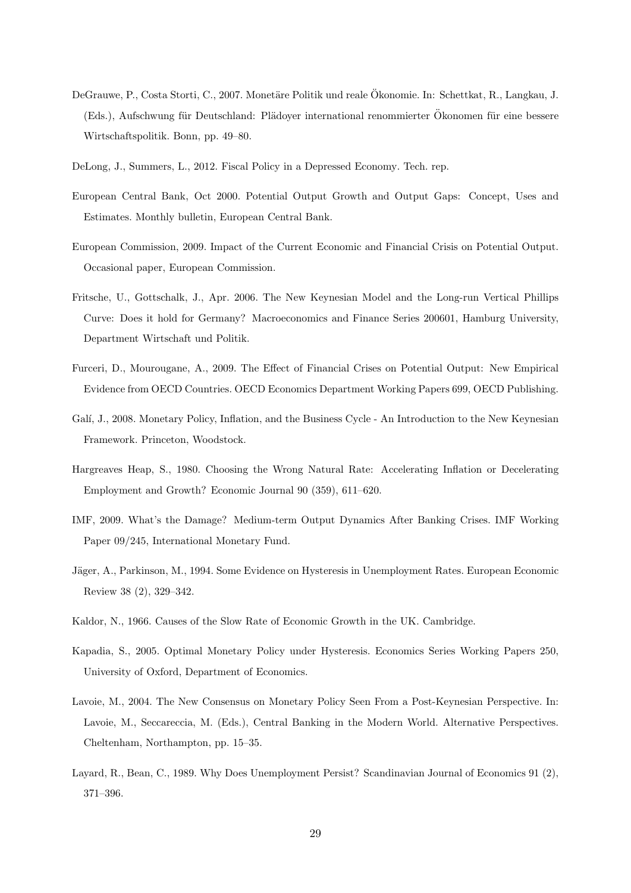DeGrauwe, P., Costa Storti, C., 2007. Monetäre Politik und reale Ökonomie. In: Schettkat, R., Langkau, J. (Eds.), Aufschwung für Deutschland: Plädoyer international renommierter Ökonomen für eine bessere Wirtschaftspolitik. Bonn, pp. 49–80.

DeLong, J., Summers, L., 2012. Fiscal Policy in a Depressed Economy. Tech. rep.

European Central Bank, Oct 2000. Potential Output Growth and Output Gaps: Concept, Uses and Estimates. Monthly bulletin, European Central Bank.

European Commission, 2009. Impact of the Current Economic and Financial Crisis on Potential Output. Occasional paper, European Commission.

Fritsche, U., Gottschalk, J., Apr. 2006. The New Keynesian Model and the Long-run Vertical Phillips Curve: Does it hold for Germany? Macroeconomics and Finance Series 200601, Hamburg University, Department Wirtschaft und Politik.

Furceri, D., Mourougane, A., 2009. The Effect of Financial Crises on Potential Output: New Empirical Evidence from OECD Countries. OECD Economics Department Working Papers 699, OECD Publishing.

Galí, J., 2008. Monetary Policy, Inflation, and the Business Cycle - An Introduction to the New Keynesian Framework. Princeton, Woodstock.

Hargreaves Heap, S., 1980. Choosing the Wrong Natural Rate: Accelerating Inflation or Decelerating Employment and Growth? Economic Journal 90 (359), 611–620.

IMF, 2009. What's the Damage? Medium-term Output Dynamics After Banking Crises. IMF Working Paper 09/245, International Monetary Fund.

Jäger, A., Parkinson, M., 1994. Some Evidence on Hysteresis in Unemployment Rates. European Economic Review 38 (2), 329–342.

Kaldor, N., 1966. Causes of the Slow Rate of Economic Growth in the UK. Cambridge.

Kapadia, S., 2005. Optimal Monetary Policy under Hysteresis. Economics Series Working Papers 250, University of Oxford, Department of Economics.

Lavoie, M., 2004. The New Consensus on Monetary Policy Seen From a Post-Keynesian Perspective. In: Lavoie, M., Seccareccia, M. (Eds.), Central Banking in the Modern World. Alternative Perspectives. Cheltenham, Northampton, pp. 15–35.

Layard, R., Bean, C., 1989. Why Does Unemployment Persist? Scandinavian Journal of Economics 91 (2), 371–396.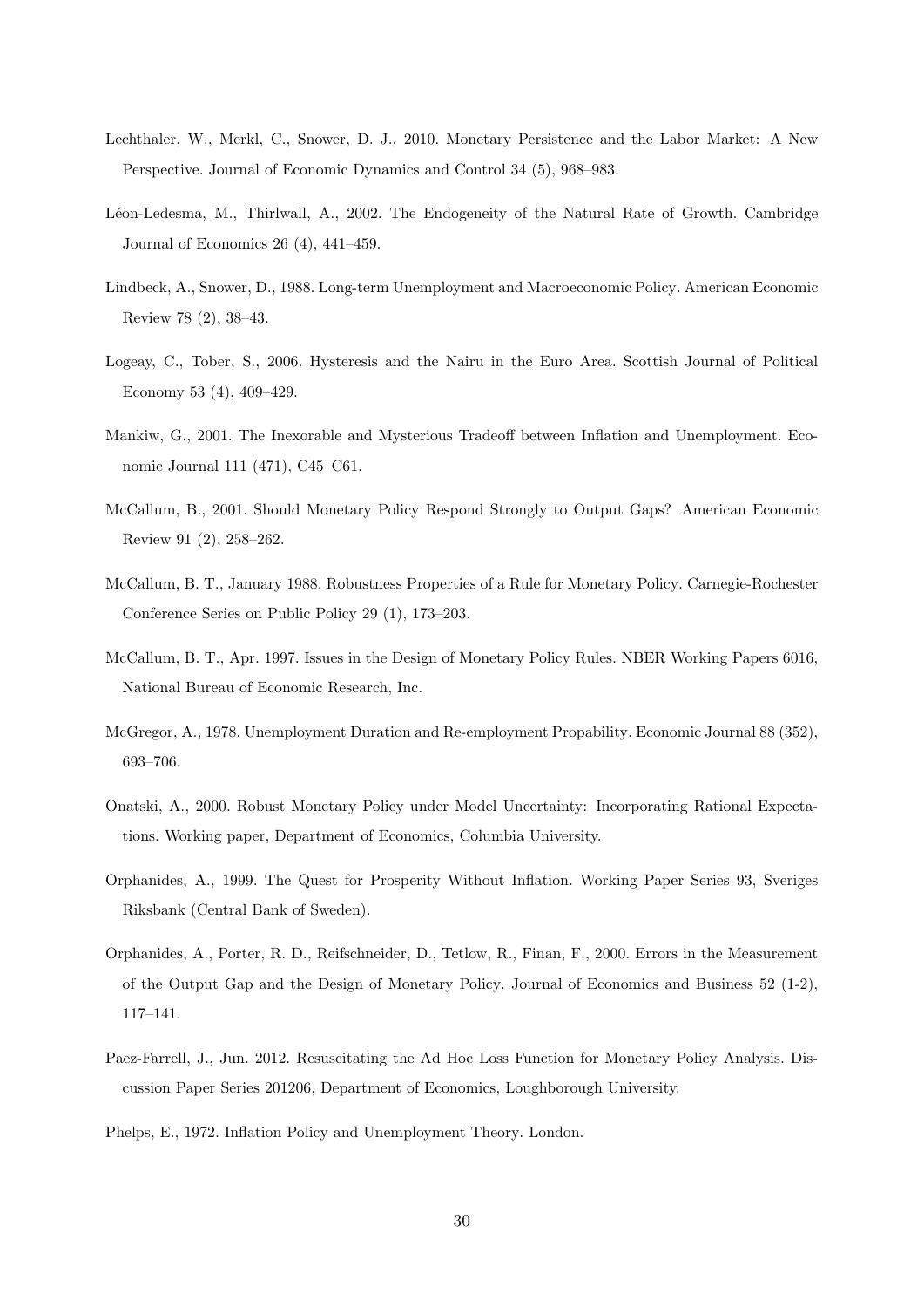Lechthaler, W., Merkl, C., Snower, D. J., 2010. Monetary Persistence and the Labor Market: A New Perspective. Journal of Economic Dynamics and Control 34 (5), 968–983.

Léon-Ledesma, M., Thirlwall, A., 2002. The Endogeneity of the Natural Rate of Growth. Cambridge Journal of Economics 26 (4), 441–459.

Lindbeck, A., Snower, D., 1988. Long-term Unemployment and Macroeconomic Policy. American Economic Review 78 (2), 38–43.

Logeay, C., Tober, S., 2006. Hysteresis and the Nairu in the Euro Area. Scottish Journal of Political Economy 53 (4), 409–429.

Mankiw, G., 2001. The Inexorable and Mysterious Tradeoff between Inflation and Unemployment. Economic Journal 111 (471), C45–C61.

McCallum, B., 2001. Should Monetary Policy Respond Strongly to Output Gaps? American Economic Review 91 (2), 258–262.

McCallum, B. T., January 1988. Robustness Properties of a Rule for Monetary Policy. Carnegie-Rochester Conference Series on Public Policy 29 (1), 173–203.

McCallum, B. T., Apr. 1997. Issues in the Design of Monetary Policy Rules. NBER Working Papers 6016, National Bureau of Economic Research, Inc.

McGregor, A., 1978. Unemployment Duration and Re-employment Propability. Economic Journal 88 (352), 693–706.

Onatski, A., 2000. Robust Monetary Policy under Model Uncertainty: Incorporating Rational Expectations. Working paper, Department of Economics, Columbia University.

Orphanides, A., 1999. The Quest for Prosperity Without Inflation. Working Paper Series 93, Sveriges Riksbank (Central Bank of Sweden).

Orphanides, A., Porter, R. D., Reifschneider, D., Tetlow, R., Finan, F., 2000. Errors in the Measurement of the Output Gap and the Design of Monetary Policy. Journal of Economics and Business 52 (1-2), 117–141.

Paez-Farrell, J., Jun. 2012. Resuscitating the Ad Hoc Loss Function for Monetary Policy Analysis. Discussion Paper Series 201206, Department of Economics, Loughborough University.

Phelps, E., 1972. Inflation Policy and Unemployment Theory. London.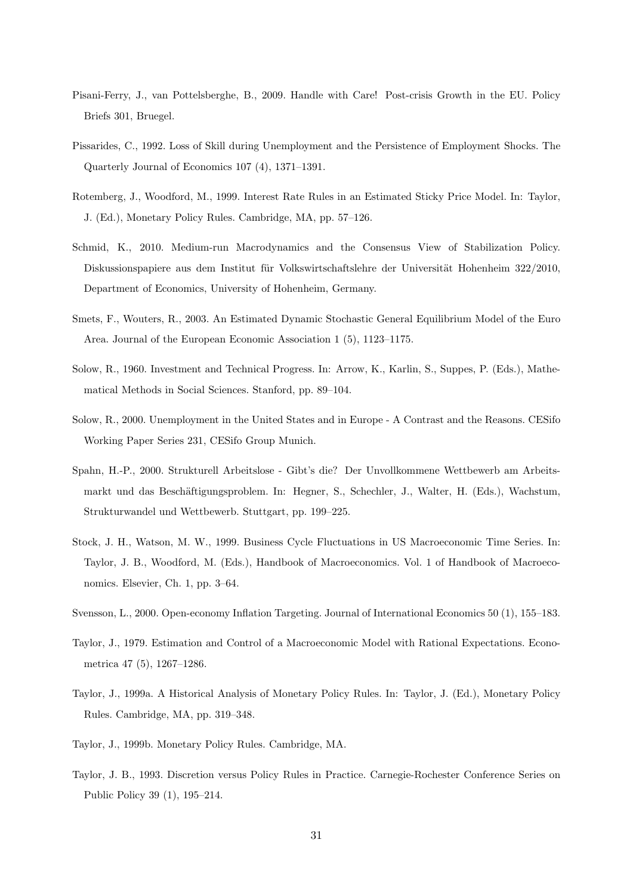Pisani-Ferry, J., van Pottelsberghe, B., 2009. Handle with Care! Post-crisis Growth in the EU. Policy Briefs 301, Bruegel.

Pissarides, C., 1992. Loss of Skill during Unemployment and the Persistence of Employment Shocks. The Quarterly Journal of Economics 107 (4), 1371–1391.

Rotemberg, J., Woodford, M., 1999. Interest Rate Rules in an Estimated Sticky Price Model. In: Taylor, J. (Ed.), Monetary Policy Rules. Cambridge, MA, pp. 57–126.

Schmid, K., 2010. Medium-run Macrodynamics and the Consensus View of Stabilization Policy. Diskussionspapiere aus dem Institut für Volkswirtschaftslehre der Universität Hohenheim 322/2010, Department of Economics, University of Hohenheim, Germany.

Smets, F., Wouters, R., 2003. An Estimated Dynamic Stochastic General Equilibrium Model of the Euro Area. Journal of the European Economic Association 1 (5), 1123–1175.

Solow, R., 1960. Investment and Technical Progress. In: Arrow, K., Karlin, S., Suppes, P. (Eds.), Mathematical Methods in Social Sciences. Stanford, pp. 89–104.

Solow, R., 2000. Unemployment in the United States and in Europe - A Contrast and the Reasons. CESifo Working Paper Series 231, CESifo Group Munich.

Spahn, H.-P., 2000. Strukturell Arbeitslose - Gibt's die? Der Unvollkommene Wettbewerb am Arbeitsmarkt und das Beschäftigungsproblem. In: Hegner, S., Schechler, J., Walter, H. (Eds.), Wachstum, Strukturwandel und Wettbewerb. Stuttgart, pp. 199–225.

Stock, J. H., Watson, M. W., 1999. Business Cycle Fluctuations in US Macroeconomic Time Series. In: Taylor, J. B., Woodford, M. (Eds.), Handbook of Macroeconomics. Vol. 1 of Handbook of Macroeconomics. Elsevier, Ch. 1, pp. 3–64.

Svensson, L., 2000. Open-economy Inflation Targeting. Journal of International Economics 50 (1), 155–183.

Taylor, J., 1979. Estimation and Control of a Macroeconomic Model with Rational Expectations. Econometrica 47 (5), 1267–1286.

Taylor, J., 1999a. A Historical Analysis of Monetary Policy Rules. In: Taylor, J. (Ed.), Monetary Policy Rules. Cambridge, MA, pp. 319–348.

Taylor, J., 1999b. Monetary Policy Rules. Cambridge, MA.

Taylor, J. B., 1993. Discretion versus Policy Rules in Practice. Carnegie-Rochester Conference Series on Public Policy 39 (1), 195–214.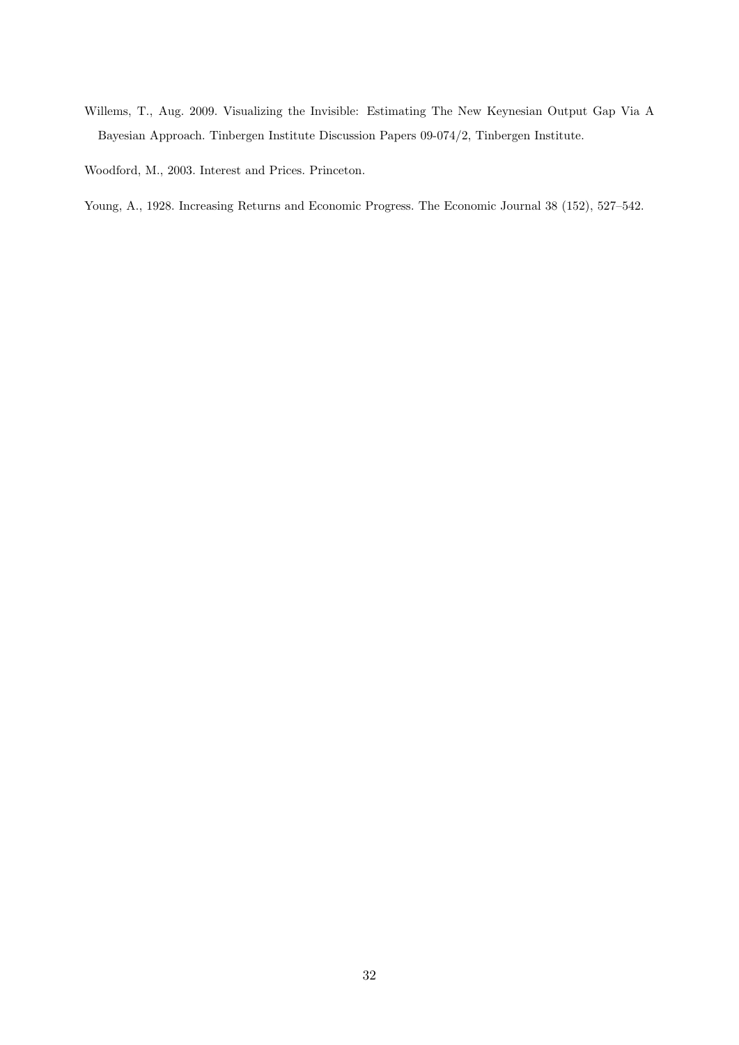Willems, T., Aug. 2009. Visualizing the Invisible: Estimating The New Keynesian Output Gap Via A Bayesian Approach. Tinbergen Institute Discussion Papers 09-074/2, Tinbergen Institute.

Woodford, M., 2003. Interest and Prices. Princeton.

Young, A., 1928. Increasing Returns and Economic Progress. The Economic Journal 38 (152), 527–542.